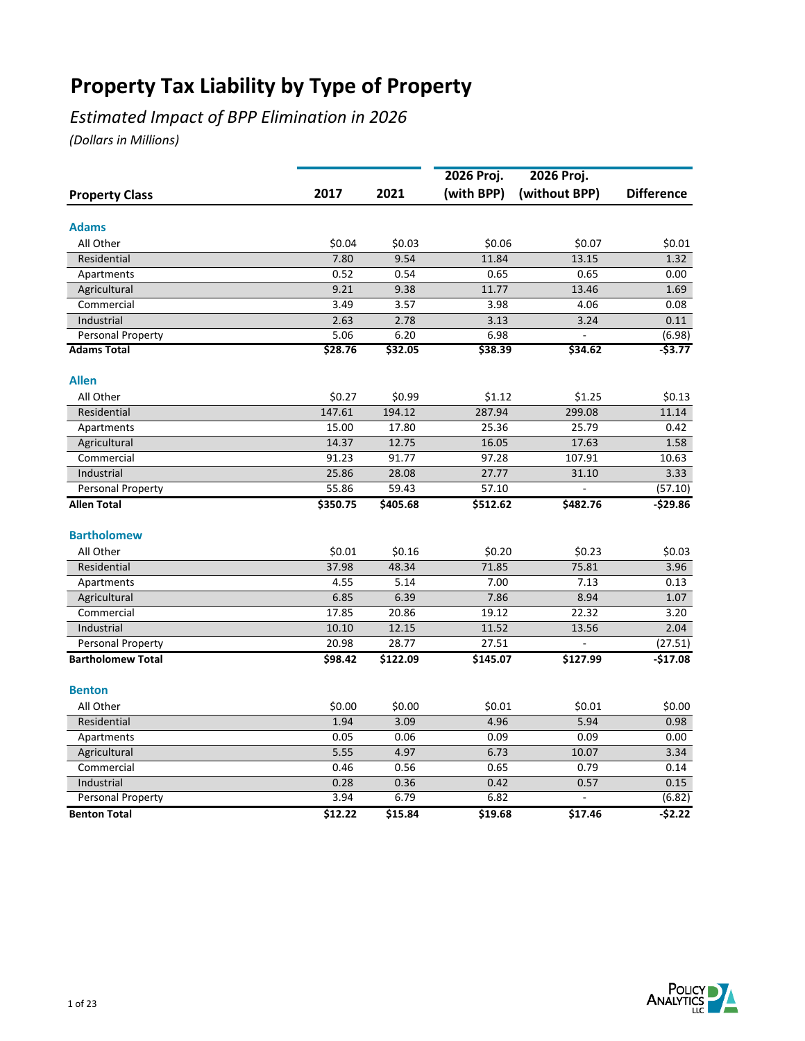# Property Tax Liability by Type of Property

## *Estimated Impact of BPP Elimination in 2026*

*(Dollars in Millions)*

| Property Class | 2017 | 2021 | 2026 Proj. (with BPP) | 2026 Proj. (without BPP) | Difference |
|---|---|---|---|---|---|
| **Adams** | | | | | |
| All Other | $0.04 | $0.03 | $0.06 | $0.07 | $0.01 |
| Residential | 7.80 | 9.54 | 11.84 | 13.15 | 1.32 |
| Apartments | 0.52 | 0.54 | 0.65 | 0.65 | 0.00 |
| Agricultural | 9.21 | 9.38 | 11.77 | 13.46 | 1.69 |
| Commercial | 3.49 | 3.57 | 3.98 | 4.06 | 0.08 |
| Industrial | 2.63 | 2.78 | 3.13 | 3.24 | 0.11 |
| Personal Property | 5.06 | 6.20 | 6.98 | - | (6.98) |
| **Adams Total** | **$28.76** | **$32.05** | **$38.39** | **$34.62** | **-$3.77** |
| **Allen** | | | | | |
| All Other | $0.27 | $0.99 | $1.12 | $1.25 | $0.13 |
| Residential | 147.61 | 194.12 | 287.94 | 299.08 | 11.14 |
| Apartments | 15.00 | 17.80 | 25.36 | 25.79 | 0.42 |
| Agricultural | 14.37 | 12.75 | 16.05 | 17.63 | 1.58 |
| Commercial | 91.23 | 91.77 | 97.28 | 107.91 | 10.63 |
| Industrial | 25.86 | 28.08 | 27.77 | 31.10 | 3.33 |
| Personal Property | 55.86 | 59.43 | 57.10 | - | (57.10) |
| **Allen Total** | **$350.75** | **$405.68** | **$512.62** | **$482.76** | **-$29.86** |
| **Bartholomew** | | | | | |
| All Other | $0.01 | $0.16 | $0.20 | $0.23 | $0.03 |
| Residential | 37.98 | 48.34 | 71.85 | 75.81 | 3.96 |
| Apartments | 4.55 | 5.14 | 7.00 | 7.13 | 0.13 |
| Agricultural | 6.85 | 6.39 | 7.86 | 8.94 | 1.07 |
| Commercial | 17.85 | 20.86 | 19.12 | 22.32 | 3.20 |
| Industrial | 10.10 | 12.15 | 11.52 | 13.56 | 2.04 |
| Personal Property | 20.98 | 28.77 | 27.51 | - | (27.51) |
| **Bartholomew Total** | **$98.42** | **$122.09** | **$145.07** | **$127.99** | **-$17.08** |
| **Benton** | | | | | |
| All Other | $0.00 | $0.00 | $0.01 | $0.01 | $0.00 |
| Residential | 1.94 | 3.09 | 4.96 | 5.94 | 0.98 |
| Apartments | 0.05 | 0.06 | 0.09 | 0.09 | 0.00 |
| Agricultural | 5.55 | 4.97 | 6.73 | 10.07 | 3.34 |
| Commercial | 0.46 | 0.56 | 0.65 | 0.79 | 0.14 |
| Industrial | 0.28 | 0.36 | 0.42 | 0.57 | 0.15 |
| Personal Property | 3.94 | 6.79 | 6.82 | - | (6.82) |
| **Benton Total** | **$12.22** | **$15.84** | **$19.68** | **$17.46** | **-$2.22** |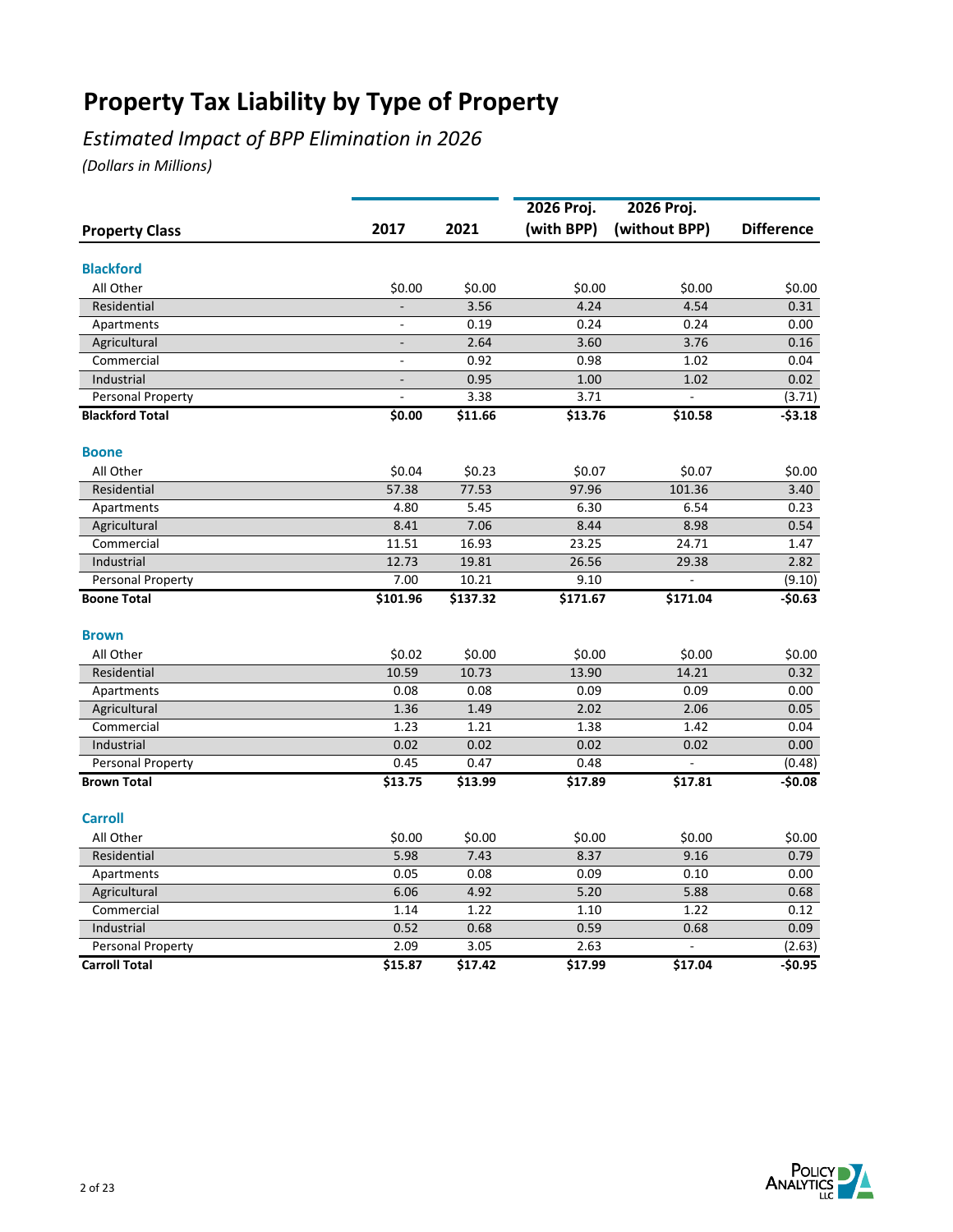# Property Tax Liability by Type of Property

*Estimated Impact of BPP Elimination in 2026*

*(Dollars in Millions)*

| Property Class | 2017 | 2021 | 2026 Proj. (with BPP) | 2026 Proj. (without BPP) | Difference |
|---|---|---|---|---|---|
| **Blackford** | | | | | |
| All Other | $0.00 | $0.00 | $0.00 | $0.00 | $0.00 |
| Residential | - | 3.56 | 4.24 | 4.54 | 0.31 |
| Apartments | - | 0.19 | 0.24 | 0.24 | 0.00 |
| Agricultural | - | 2.64 | 3.60 | 3.76 | 0.16 |
| Commercial | - | 0.92 | 0.98 | 1.02 | 0.04 |
| Industrial | - | 0.95 | 1.00 | 1.02 | 0.02 |
| Personal Property | - | 3.38 | 3.71 | - | (3.71) |
| **Blackford Total** | **$0.00** | **$11.66** | **$13.76** | **$10.58** | **-$3.18** |
| **Boone** | | | | | |
| All Other | $0.04 | $0.23 | $0.07 | $0.07 | $0.00 |
| Residential | 57.38 | 77.53 | 97.96 | 101.36 | 3.40 |
| Apartments | 4.80 | 5.45 | 6.30 | 6.54 | 0.23 |
| Agricultural | 8.41 | 7.06 | 8.44 | 8.98 | 0.54 |
| Commercial | 11.51 | 16.93 | 23.25 | 24.71 | 1.47 |
| Industrial | 12.73 | 19.81 | 26.56 | 29.38 | 2.82 |
| Personal Property | 7.00 | 10.21 | 9.10 | - | (9.10) |
| **Boone Total** | **$101.96** | **$137.32** | **$171.67** | **$171.04** | **-$0.63** |
| **Brown** | | | | | |
| All Other | $0.02 | $0.00 | $0.00 | $0.00 | $0.00 |
| Residential | 10.59 | 10.73 | 13.90 | 14.21 | 0.32 |
| Apartments | 0.08 | 0.08 | 0.09 | 0.09 | 0.00 |
| Agricultural | 1.36 | 1.49 | 2.02 | 2.06 | 0.05 |
| Commercial | 1.23 | 1.21 | 1.38 | 1.42 | 0.04 |
| Industrial | 0.02 | 0.02 | 0.02 | 0.02 | 0.00 |
| Personal Property | 0.45 | 0.47 | 0.48 | - | (0.48) |
| **Brown Total** | **$13.75** | **$13.99** | **$17.89** | **$17.81** | **-$0.08** |
| **Carroll** | | | | | |
| All Other | $0.00 | $0.00 | $0.00 | $0.00 | $0.00 |
| Residential | 5.98 | 7.43 | 8.37 | 9.16 | 0.79 |
| Apartments | 0.05 | 0.08 | 0.09 | 0.10 | 0.00 |
| Agricultural | 6.06 | 4.92 | 5.20 | 5.88 | 0.68 |
| Commercial | 1.14 | 1.22 | 1.10 | 1.22 | 0.12 |
| Industrial | 0.52 | 0.68 | 0.59 | 0.68 | 0.09 |
| Personal Property | 2.09 | 3.05 | 2.63 | - | (2.63) |
| **Carroll Total** | **$15.87** | **$17.42** | **$17.99** | **$17.04** | **-$0.95** |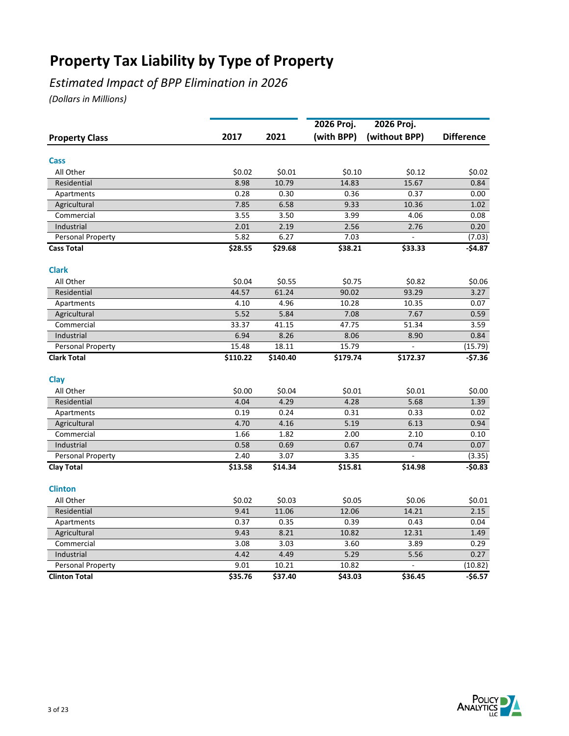# Property Tax Liability by Type of Property

*Estimated Impact of BPP Elimination in 2026*

*(Dollars in Millions)*

| Property Class | 2017 | 2021 | 2026 Proj. (with BPP) | 2026 Proj. (without BPP) | Difference |
|---|---|---|---|---|---|
| **Cass** | | | | | |
| All Other | $0.02 | $0.01 | $0.10 | $0.12 | $0.02 |
| Residential | 8.98 | 10.79 | 14.83 | 15.67 | 0.84 |
| Apartments | 0.28 | 0.30 | 0.36 | 0.37 | 0.00 |
| Agricultural | 7.85 | 6.58 | 9.33 | 10.36 | 1.02 |
| Commercial | 3.55 | 3.50 | 3.99 | 4.06 | 0.08 |
| Industrial | 2.01 | 2.19 | 2.56 | 2.76 | 0.20 |
| Personal Property | 5.82 | 6.27 | 7.03 | - | (7.03) |
| **Cass Total** | **$28.55** | **$29.68** | **$38.21** | **$33.33** | **-$4.87** |
| **Clark** | | | | | |
| All Other | $0.04 | $0.55 | $0.75 | $0.82 | $0.06 |
| Residential | 44.57 | 61.24 | 90.02 | 93.29 | 3.27 |
| Apartments | 4.10 | 4.96 | 10.28 | 10.35 | 0.07 |
| Agricultural | 5.52 | 5.84 | 7.08 | 7.67 | 0.59 |
| Commercial | 33.37 | 41.15 | 47.75 | 51.34 | 3.59 |
| Industrial | 6.94 | 8.26 | 8.06 | 8.90 | 0.84 |
| Personal Property | 15.48 | 18.11 | 15.79 | - | (15.79) |
| **Clark Total** | **$110.22** | **$140.40** | **$179.74** | **$172.37** | **-$7.36** |
| **Clay** | | | | | |
| All Other | $0.00 | $0.04 | $0.01 | $0.01 | $0.00 |
| Residential | 4.04 | 4.29 | 4.28 | 5.68 | 1.39 |
| Apartments | 0.19 | 0.24 | 0.31 | 0.33 | 0.02 |
| Agricultural | 4.70 | 4.16 | 5.19 | 6.13 | 0.94 |
| Commercial | 1.66 | 1.82 | 2.00 | 2.10 | 0.10 |
| Industrial | 0.58 | 0.69 | 0.67 | 0.74 | 0.07 |
| Personal Property | 2.40 | 3.07 | 3.35 | - | (3.35) |
| **Clay Total** | **$13.58** | **$14.34** | **$15.81** | **$14.98** | **-$0.83** |
| **Clinton** | | | | | |
| All Other | $0.02 | $0.03 | $0.05 | $0.06 | $0.01 |
| Residential | 9.41 | 11.06 | 12.06 | 14.21 | 2.15 |
| Apartments | 0.37 | 0.35 | 0.39 | 0.43 | 0.04 |
| Agricultural | 9.43 | 8.21 | 10.82 | 12.31 | 1.49 |
| Commercial | 3.08 | 3.03 | 3.60 | 3.89 | 0.29 |
| Industrial | 4.42 | 4.49 | 5.29 | 5.56 | 0.27 |
| Personal Property | 9.01 | 10.21 | 10.82 | - | (10.82) |
| **Clinton Total** | **$35.76** | **$37.40** | **$43.03** | **$36.45** | **-$6.57** |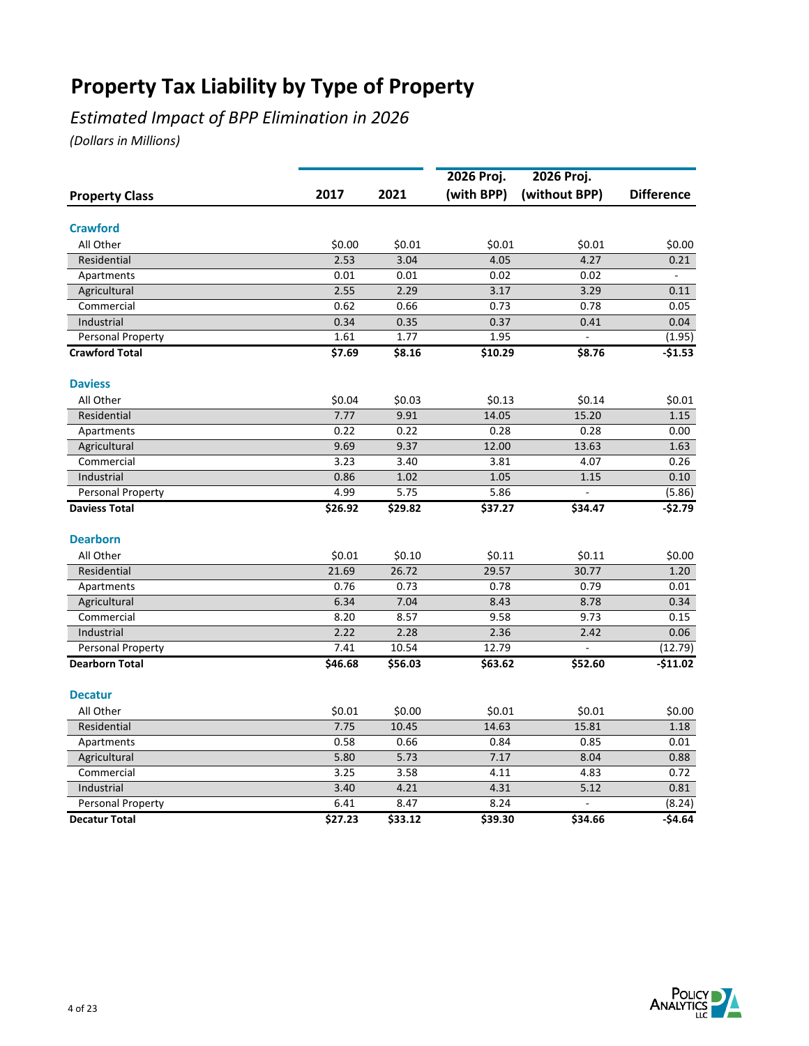# Property Tax Liability by Type of Property

*Estimated Impact of BPP Elimination in 2026*

*(Dollars in Millions)*

| Property Class | 2017 | 2021 | 2026 Proj. (with BPP) | 2026 Proj. (without BPP) | Difference |
|---|---|---|---|---|---|
| **Crawford** | | | | | |
| All Other | $0.00 | $0.01 | $0.01 | $0.01 | $0.00 |
| Residential | 2.53 | 3.04 | 4.05 | 4.27 | 0.21 |
| Apartments | 0.01 | 0.01 | 0.02 | 0.02 | - |
| Agricultural | 2.55 | 2.29 | 3.17 | 3.29 | 0.11 |
| Commercial | 0.62 | 0.66 | 0.73 | 0.78 | 0.05 |
| Industrial | 0.34 | 0.35 | 0.37 | 0.41 | 0.04 |
| Personal Property | 1.61 | 1.77 | 1.95 | - | (1.95) |
| **Crawford Total** | **$7.69** | **$8.16** | **$10.29** | **$8.76** | **-$1.53** |
| **Daviess** | | | | | |
| All Other | $0.04 | $0.03 | $0.13 | $0.14 | $0.01 |
| Residential | 7.77 | 9.91 | 14.05 | 15.20 | 1.15 |
| Apartments | 0.22 | 0.22 | 0.28 | 0.28 | 0.00 |
| Agricultural | 9.69 | 9.37 | 12.00 | 13.63 | 1.63 |
| Commercial | 3.23 | 3.40 | 3.81 | 4.07 | 0.26 |
| Industrial | 0.86 | 1.02 | 1.05 | 1.15 | 0.10 |
| Personal Property | 4.99 | 5.75 | 5.86 | - | (5.86) |
| **Daviess Total** | **$26.92** | **$29.82** | **$37.27** | **$34.47** | **-$2.79** |
| **Dearborn** | | | | | |
| All Other | $0.01 | $0.10 | $0.11 | $0.11 | $0.00 |
| Residential | 21.69 | 26.72 | 29.57 | 30.77 | 1.20 |
| Apartments | 0.76 | 0.73 | 0.78 | 0.79 | 0.01 |
| Agricultural | 6.34 | 7.04 | 8.43 | 8.78 | 0.34 |
| Commercial | 8.20 | 8.57 | 9.58 | 9.73 | 0.15 |
| Industrial | 2.22 | 2.28 | 2.36 | 2.42 | 0.06 |
| Personal Property | 7.41 | 10.54 | 12.79 | - | (12.79) |
| **Dearborn Total** | **$46.68** | **$56.03** | **$63.62** | **$52.60** | **-$11.02** |
| **Decatur** | | | | | |
| All Other | $0.01 | $0.00 | $0.01 | $0.01 | $0.00 |
| Residential | 7.75 | 10.45 | 14.63 | 15.81 | 1.18 |
| Apartments | 0.58 | 0.66 | 0.84 | 0.85 | 0.01 |
| Agricultural | 5.80 | 5.73 | 7.17 | 8.04 | 0.88 |
| Commercial | 3.25 | 3.58 | 4.11 | 4.83 | 0.72 |
| Industrial | 3.40 | 4.21 | 4.31 | 5.12 | 0.81 |
| Personal Property | 6.41 | 8.47 | 8.24 | - | (8.24) |
| **Decatur Total** | **$27.23** | **$33.12** | **$39.30** | **$34.66** | **-$4.64** |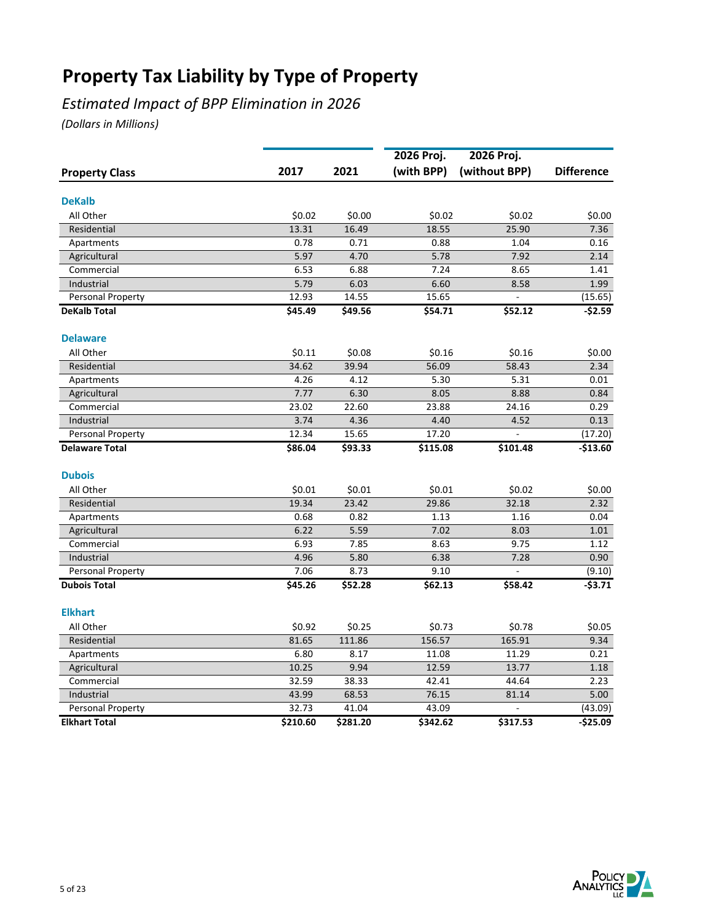# Property Tax Liability by Type of Property

*Estimated Impact of BPP Elimination in 2026*

*(Dollars in Millions)*

| Property Class | 2017 | 2021 | 2026 Proj. (with BPP) | 2026 Proj. (without BPP) | Difference |
|---|---|---|---|---|---|
| **DeKalb** | | | | | |
| All Other | $0.02 | $0.00 | $0.02 | $0.02 | $0.00 |
| Residential | 13.31 | 16.49 | 18.55 | 25.90 | 7.36 |
| Apartments | 0.78 | 0.71 | 0.88 | 1.04 | 0.16 |
| Agricultural | 5.97 | 4.70 | 5.78 | 7.92 | 2.14 |
| Commercial | 6.53 | 6.88 | 7.24 | 8.65 | 1.41 |
| Industrial | 5.79 | 6.03 | 6.60 | 8.58 | 1.99 |
| Personal Property | 12.93 | 14.55 | 15.65 | - | (15.65) |
| **DeKalb Total** | **$45.49** | **$49.56** | **$54.71** | **$52.12** | **-$2.59** |
| **Delaware** | | | | | |
| All Other | $0.11 | $0.08 | $0.16 | $0.16 | $0.00 |
| Residential | 34.62 | 39.94 | 56.09 | 58.43 | 2.34 |
| Apartments | 4.26 | 4.12 | 5.30 | 5.31 | 0.01 |
| Agricultural | 7.77 | 6.30 | 8.05 | 8.88 | 0.84 |
| Commercial | 23.02 | 22.60 | 23.88 | 24.16 | 0.29 |
| Industrial | 3.74 | 4.36 | 4.40 | 4.52 | 0.13 |
| Personal Property | 12.34 | 15.65 | 17.20 | - | (17.20) |
| **Delaware Total** | **$86.04** | **$93.33** | **$115.08** | **$101.48** | **-$13.60** |
| **Dubois** | | | | | |
| All Other | $0.01 | $0.01 | $0.01 | $0.02 | $0.00 |
| Residential | 19.34 | 23.42 | 29.86 | 32.18 | 2.32 |
| Apartments | 0.68 | 0.82 | 1.13 | 1.16 | 0.04 |
| Agricultural | 6.22 | 5.59 | 7.02 | 8.03 | 1.01 |
| Commercial | 6.93 | 7.85 | 8.63 | 9.75 | 1.12 |
| Industrial | 4.96 | 5.80 | 6.38 | 7.28 | 0.90 |
| Personal Property | 7.06 | 8.73 | 9.10 | - | (9.10) |
| **Dubois Total** | **$45.26** | **$52.28** | **$62.13** | **$58.42** | **-$3.71** |
| **Elkhart** | | | | | |
| All Other | $0.92 | $0.25 | $0.73 | $0.78 | $0.05 |
| Residential | 81.65 | 111.86 | 156.57 | 165.91 | 9.34 |
| Apartments | 6.80 | 8.17 | 11.08 | 11.29 | 0.21 |
| Agricultural | 10.25 | 9.94 | 12.59 | 13.77 | 1.18 |
| Commercial | 32.59 | 38.33 | 42.41 | 44.64 | 2.23 |
| Industrial | 43.99 | 68.53 | 76.15 | 81.14 | 5.00 |
| Personal Property | 32.73 | 41.04 | 43.09 | - | (43.09) |
| **Elkhart Total** | **$210.60** | **$281.20** | **$342.62** | **$317.53** | **-$25.09** |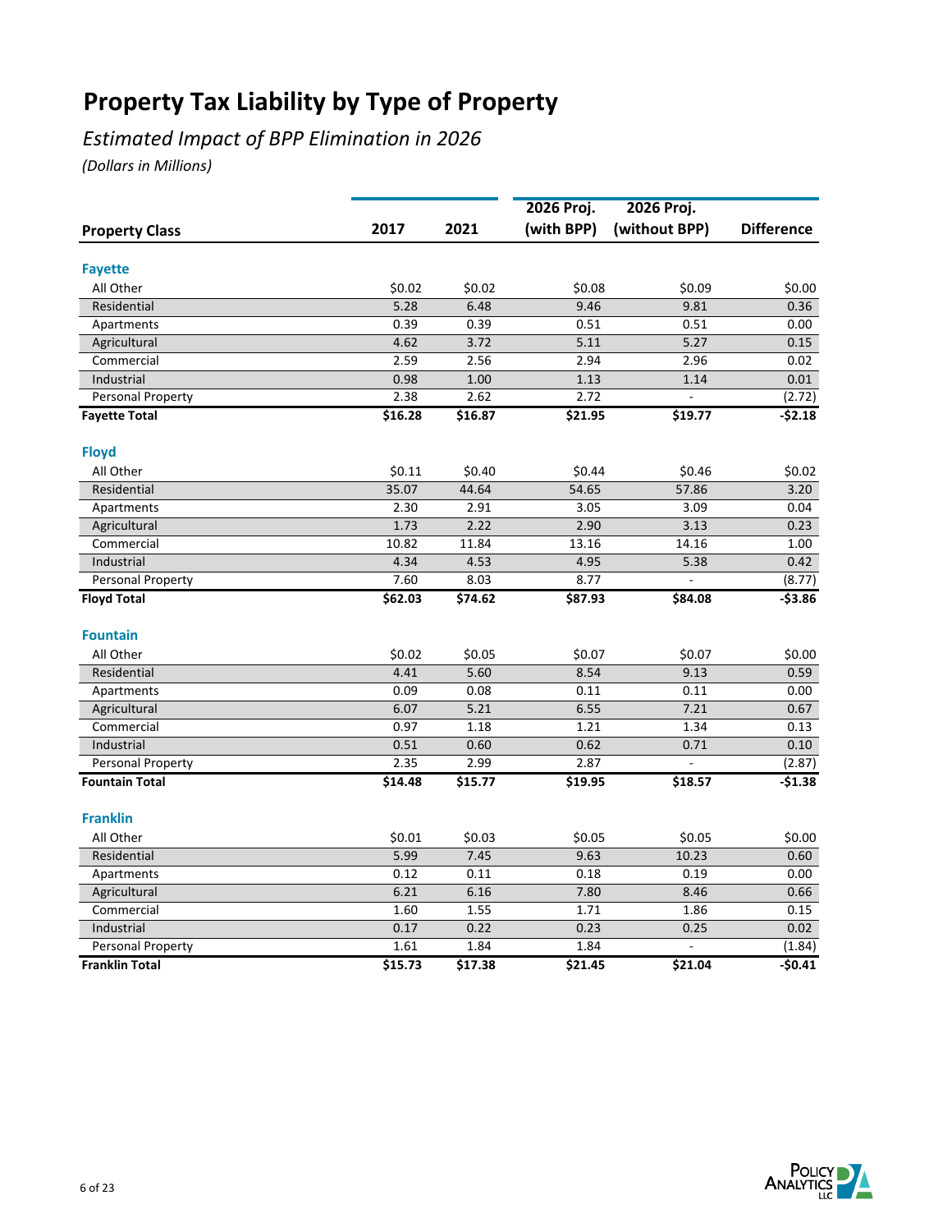# Property Tax Liability by Type of Property

*Estimated Impact of BPP Elimination in 2026*

*(Dollars in Millions)*

| Property Class | 2017 | 2021 | 2026 Proj. (with BPP) | 2026 Proj. (without BPP) | Difference |
|---|---|---|---|---|---|
| **Fayette** | | | | | |
| All Other | $0.02 | $0.02 | $0.08 | $0.09 | $0.00 |
| Residential | 5.28 | 6.48 | 9.46 | 9.81 | 0.36 |
| Apartments | 0.39 | 0.39 | 0.51 | 0.51 | 0.00 |
| Agricultural | 4.62 | 3.72 | 5.11 | 5.27 | 0.15 |
| Commercial | 2.59 | 2.56 | 2.94 | 2.96 | 0.02 |
| Industrial | 0.98 | 1.00 | 1.13 | 1.14 | 0.01 |
| Personal Property | 2.38 | 2.62 | 2.72 | - | (2.72) |
| **Fayette Total** | **$16.28** | **$16.87** | **$21.95** | **$19.77** | **-$2.18** |
| **Floyd** | | | | | |
| All Other | $0.11 | $0.40 | $0.44 | $0.46 | $0.02 |
| Residential | 35.07 | 44.64 | 54.65 | 57.86 | 3.20 |
| Apartments | 2.30 | 2.91 | 3.05 | 3.09 | 0.04 |
| Agricultural | 1.73 | 2.22 | 2.90 | 3.13 | 0.23 |
| Commercial | 10.82 | 11.84 | 13.16 | 14.16 | 1.00 |
| Industrial | 4.34 | 4.53 | 4.95 | 5.38 | 0.42 |
| Personal Property | 7.60 | 8.03 | 8.77 | - | (8.77) |
| **Floyd Total** | **$62.03** | **$74.62** | **$87.93** | **$84.08** | **-$3.86** |
| **Fountain** | | | | | |
| All Other | $0.02 | $0.05 | $0.07 | $0.07 | $0.00 |
| Residential | 4.41 | 5.60 | 8.54 | 9.13 | 0.59 |
| Apartments | 0.09 | 0.08 | 0.11 | 0.11 | 0.00 |
| Agricultural | 6.07 | 5.21 | 6.55 | 7.21 | 0.67 |
| Commercial | 0.97 | 1.18 | 1.21 | 1.34 | 0.13 |
| Industrial | 0.51 | 0.60 | 0.62 | 0.71 | 0.10 |
| Personal Property | 2.35 | 2.99 | 2.87 | - | (2.87) |
| **Fountain Total** | **$14.48** | **$15.77** | **$19.95** | **$18.57** | **-$1.38** |
| **Franklin** | | | | | |
| All Other | $0.01 | $0.03 | $0.05 | $0.05 | $0.00 |
| Residential | 5.99 | 7.45 | 9.63 | 10.23 | 0.60 |
| Apartments | 0.12 | 0.11 | 0.18 | 0.19 | 0.00 |
| Agricultural | 6.21 | 6.16 | 7.80 | 8.46 | 0.66 |
| Commercial | 1.60 | 1.55 | 1.71 | 1.86 | 0.15 |
| Industrial | 0.17 | 0.22 | 0.23 | 0.25 | 0.02 |
| Personal Property | 1.61 | 1.84 | 1.84 | - | (1.84) |
| **Franklin Total** | **$15.73** | **$17.38** | **$21.45** | **$21.04** | **-$0.41** |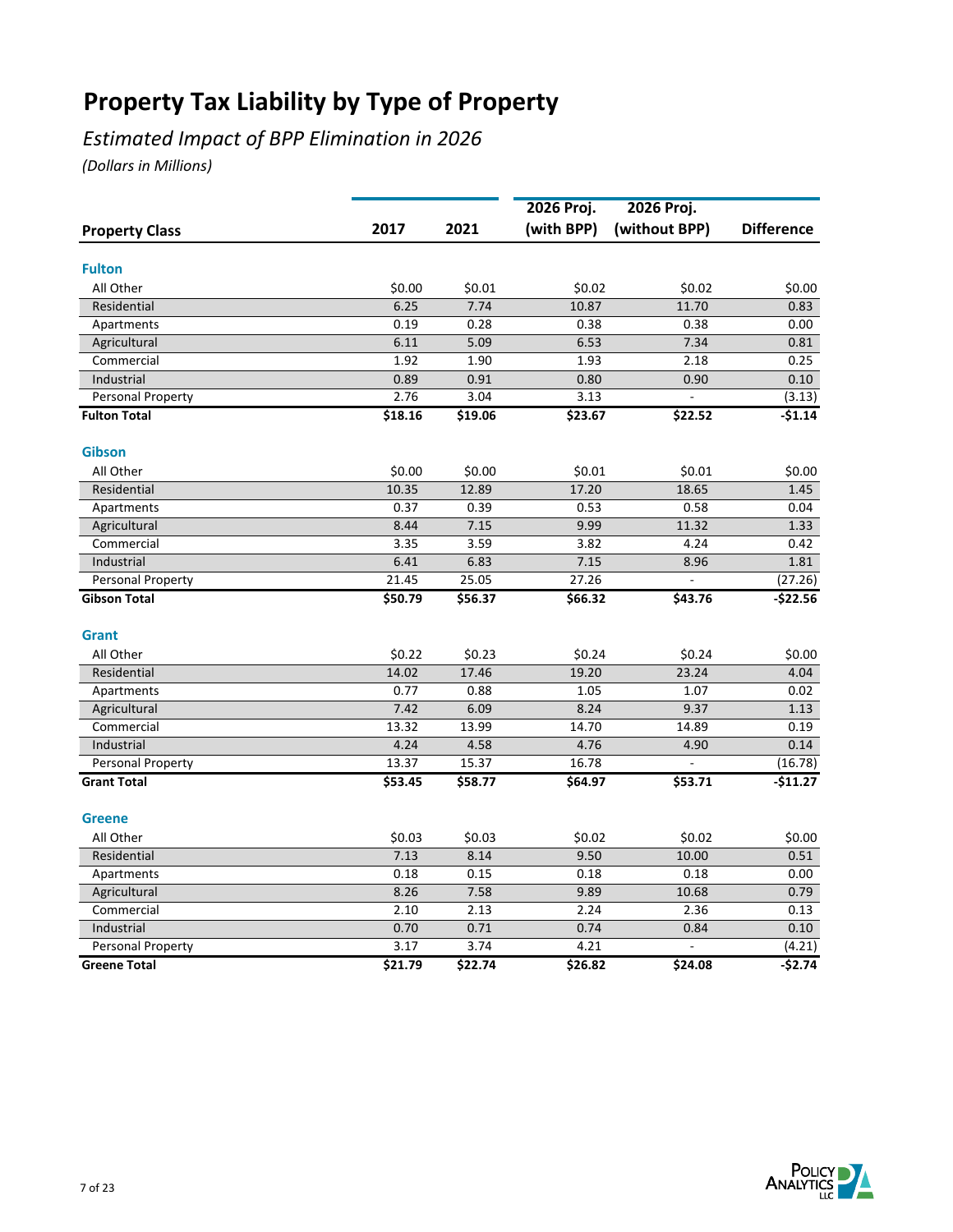# Property Tax Liability by Type of Property

*Estimated Impact of BPP Elimination in 2026*

*(Dollars in Millions)*

| Property Class | 2017 | 2021 | 2026 Proj. (with BPP) | 2026 Proj. (without BPP) | Difference |
|---|---|---|---|---|---|
| **Fulton** | | | | | |
| All Other | $0.00 | $0.01 | $0.02 | $0.02 | $0.00 |
| Residential | 6.25 | 7.74 | 10.87 | 11.70 | 0.83 |
| Apartments | 0.19 | 0.28 | 0.38 | 0.38 | 0.00 |
| Agricultural | 6.11 | 5.09 | 6.53 | 7.34 | 0.81 |
| Commercial | 1.92 | 1.90 | 1.93 | 2.18 | 0.25 |
| Industrial | 0.89 | 0.91 | 0.80 | 0.90 | 0.10 |
| Personal Property | 2.76 | 3.04 | 3.13 | - | (3.13) |
| **Fulton Total** | **$18.16** | **$19.06** | **$23.67** | **$22.52** | **-$1.14** |
| **Gibson** | | | | | |
| All Other | $0.00 | $0.00 | $0.01 | $0.01 | $0.00 |
| Residential | 10.35 | 12.89 | 17.20 | 18.65 | 1.45 |
| Apartments | 0.37 | 0.39 | 0.53 | 0.58 | 0.04 |
| Agricultural | 8.44 | 7.15 | 9.99 | 11.32 | 1.33 |
| Commercial | 3.35 | 3.59 | 3.82 | 4.24 | 0.42 |
| Industrial | 6.41 | 6.83 | 7.15 | 8.96 | 1.81 |
| Personal Property | 21.45 | 25.05 | 27.26 | - | (27.26) |
| **Gibson Total** | **$50.79** | **$56.37** | **$66.32** | **$43.76** | **-$22.56** |
| **Grant** | | | | | |
| All Other | $0.22 | $0.23 | $0.24 | $0.24 | $0.00 |
| Residential | 14.02 | 17.46 | 19.20 | 23.24 | 4.04 |
| Apartments | 0.77 | 0.88 | 1.05 | 1.07 | 0.02 |
| Agricultural | 7.42 | 6.09 | 8.24 | 9.37 | 1.13 |
| Commercial | 13.32 | 13.99 | 14.70 | 14.89 | 0.19 |
| Industrial | 4.24 | 4.58 | 4.76 | 4.90 | 0.14 |
| Personal Property | 13.37 | 15.37 | 16.78 | - | (16.78) |
| **Grant Total** | **$53.45** | **$58.77** | **$64.97** | **$53.71** | **-$11.27** |
| **Greene** | | | | | |
| All Other | $0.03 | $0.03 | $0.02 | $0.02 | $0.00 |
| Residential | 7.13 | 8.14 | 9.50 | 10.00 | 0.51 |
| Apartments | 0.18 | 0.15 | 0.18 | 0.18 | 0.00 |
| Agricultural | 8.26 | 7.58 | 9.89 | 10.68 | 0.79 |
| Commercial | 2.10 | 2.13 | 2.24 | 2.36 | 0.13 |
| Industrial | 0.70 | 0.71 | 0.74 | 0.84 | 0.10 |
| Personal Property | 3.17 | 3.74 | 4.21 | - | (4.21) |
| **Greene Total** | **$21.79** | **$22.74** | **$26.82** | **$24.08** | **-$2.74** |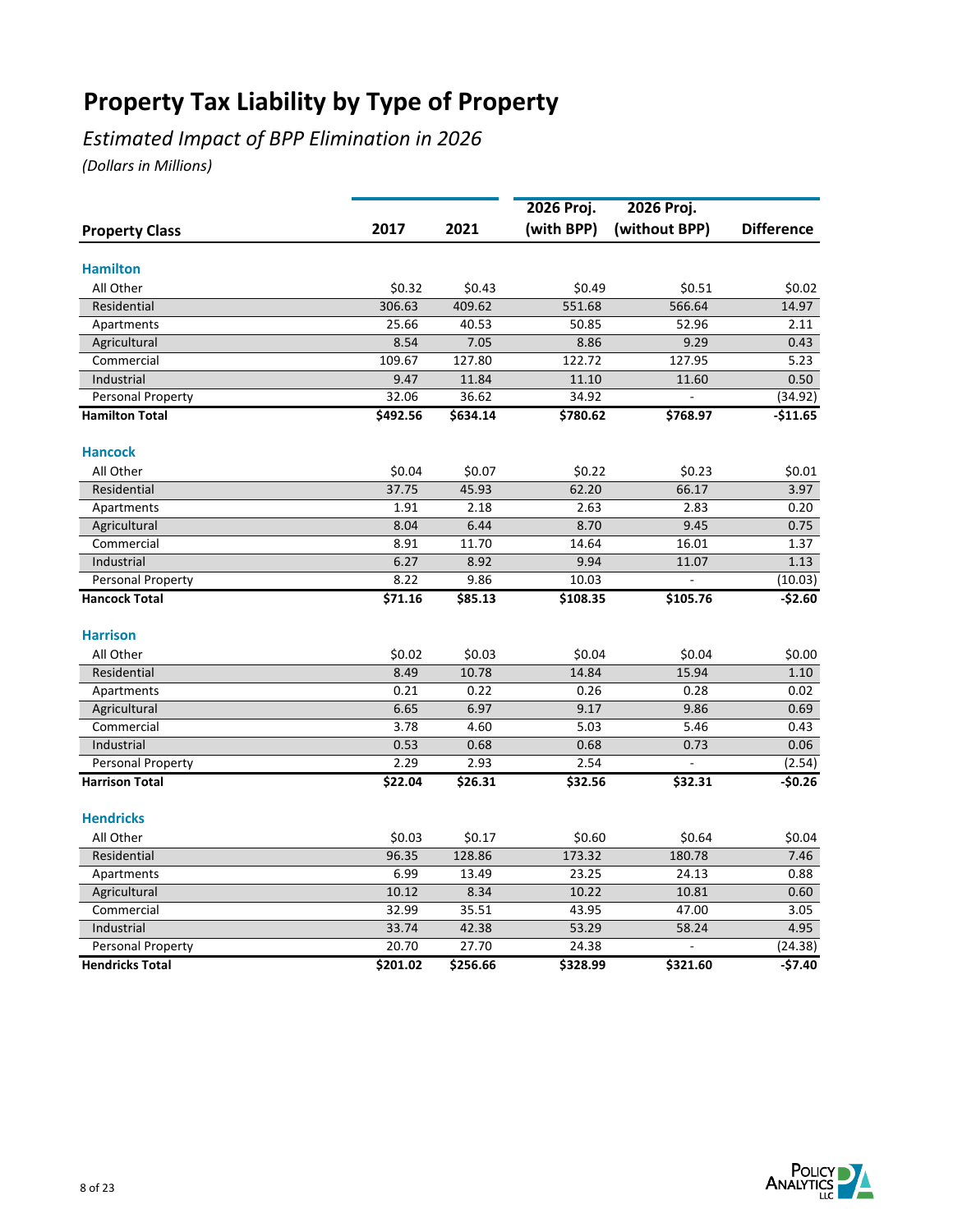# Property Tax Liability by Type of Property

*Estimated Impact of BPP Elimination in 2026*

*(Dollars in Millions)*

| Property Class | 2017 | 2021 | 2026 Proj. (with BPP) | 2026 Proj. (without BPP) | Difference |
|---|---|---|---|---|---|
| **Hamilton** | | | | | |
| All Other | $0.32 | $0.43 | $0.49 | $0.51 | $0.02 |
| Residential | 306.63 | 409.62 | 551.68 | 566.64 | 14.97 |
| Apartments | 25.66 | 40.53 | 50.85 | 52.96 | 2.11 |
| Agricultural | 8.54 | 7.05 | 8.86 | 9.29 | 0.43 |
| Commercial | 109.67 | 127.80 | 122.72 | 127.95 | 5.23 |
| Industrial | 9.47 | 11.84 | 11.10 | 11.60 | 0.50 |
| Personal Property | 32.06 | 36.62 | 34.92 | - | (34.92) |
| **Hamilton Total** | **$492.56** | **$634.14** | **$780.62** | **$768.97** | **-$11.65** |
| **Hancock** | | | | | |
| All Other | $0.04 | $0.07 | $0.22 | $0.23 | $0.01 |
| Residential | 37.75 | 45.93 | 62.20 | 66.17 | 3.97 |
| Apartments | 1.91 | 2.18 | 2.63 | 2.83 | 0.20 |
| Agricultural | 8.04 | 6.44 | 8.70 | 9.45 | 0.75 |
| Commercial | 8.91 | 11.70 | 14.64 | 16.01 | 1.37 |
| Industrial | 6.27 | 8.92 | 9.94 | 11.07 | 1.13 |
| Personal Property | 8.22 | 9.86 | 10.03 | - | (10.03) |
| **Hancock Total** | **$71.16** | **$85.13** | **$108.35** | **$105.76** | **-$2.60** |
| **Harrison** | | | | | |
| All Other | $0.02 | $0.03 | $0.04 | $0.04 | $0.00 |
| Residential | 8.49 | 10.78 | 14.84 | 15.94 | 1.10 |
| Apartments | 0.21 | 0.22 | 0.26 | 0.28 | 0.02 |
| Agricultural | 6.65 | 6.97 | 9.17 | 9.86 | 0.69 |
| Commercial | 3.78 | 4.60 | 5.03 | 5.46 | 0.43 |
| Industrial | 0.53 | 0.68 | 0.68 | 0.73 | 0.06 |
| Personal Property | 2.29 | 2.93 | 2.54 | - | (2.54) |
| **Harrison Total** | **$22.04** | **$26.31** | **$32.56** | **$32.31** | **-$0.26** |
| **Hendricks** | | | | | |
| All Other | $0.03 | $0.17 | $0.60 | $0.64 | $0.04 |
| Residential | 96.35 | 128.86 | 173.32 | 180.78 | 7.46 |
| Apartments | 6.99 | 13.49 | 23.25 | 24.13 | 0.88 |
| Agricultural | 10.12 | 8.34 | 10.22 | 10.81 | 0.60 |
| Commercial | 32.99 | 35.51 | 43.95 | 47.00 | 3.05 |
| Industrial | 33.74 | 42.38 | 53.29 | 58.24 | 4.95 |
| Personal Property | 20.70 | 27.70 | 24.38 | - | (24.38) |
| **Hendricks Total** | **$201.02** | **$256.66** | **$328.99** | **$321.60** | **-$7.40** |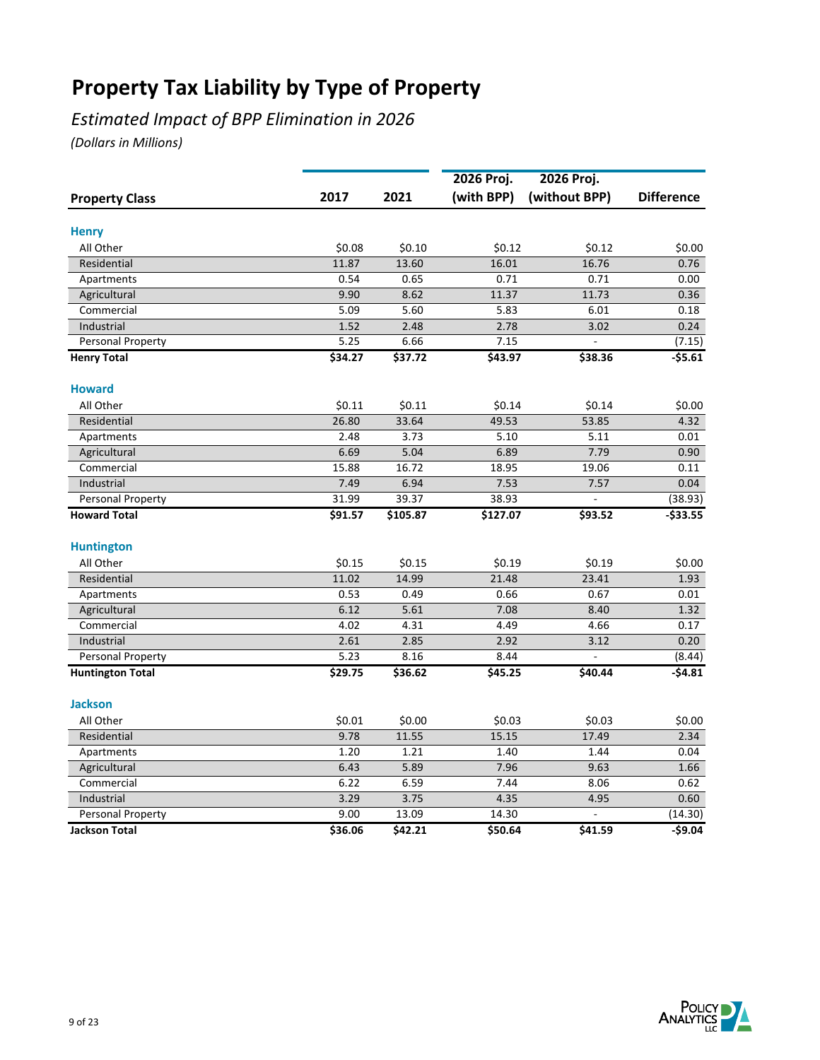# Property Tax Liability by Type of Property

*Estimated Impact of BPP Elimination in 2026*

*(Dollars in Millions)*

| Property Class | 2017 | 2021 | 2026 Proj. (with BPP) | 2026 Proj. (without BPP) | Difference |
|---|---|---|---|---|---|
| **Henry** | | | | | |
| All Other | $0.08 | $0.10 | $0.12 | $0.12 | $0.00 |
| Residential | 11.87 | 13.60 | 16.01 | 16.76 | 0.76 |
| Apartments | 0.54 | 0.65 | 0.71 | 0.71 | 0.00 |
| Agricultural | 9.90 | 8.62 | 11.37 | 11.73 | 0.36 |
| Commercial | 5.09 | 5.60 | 5.83 | 6.01 | 0.18 |
| Industrial | 1.52 | 2.48 | 2.78 | 3.02 | 0.24 |
| Personal Property | 5.25 | 6.66 | 7.15 | - | (7.15) |
| **Henry Total** | **$34.27** | **$37.72** | **$43.97** | **$38.36** | **-$5.61** |
| **Howard** | | | | | |
| All Other | $0.11 | $0.11 | $0.14 | $0.14 | $0.00 |
| Residential | 26.80 | 33.64 | 49.53 | 53.85 | 4.32 |
| Apartments | 2.48 | 3.73 | 5.10 | 5.11 | 0.01 |
| Agricultural | 6.69 | 5.04 | 6.89 | 7.79 | 0.90 |
| Commercial | 15.88 | 16.72 | 18.95 | 19.06 | 0.11 |
| Industrial | 7.49 | 6.94 | 7.53 | 7.57 | 0.04 |
| Personal Property | 31.99 | 39.37 | 38.93 | - | (38.93) |
| **Howard Total** | **$91.57** | **$105.87** | **$127.07** | **$93.52** | **-$33.55** |
| **Huntington** | | | | | |
| All Other | $0.15 | $0.15 | $0.19 | $0.19 | $0.00 |
| Residential | 11.02 | 14.99 | 21.48 | 23.41 | 1.93 |
| Apartments | 0.53 | 0.49 | 0.66 | 0.67 | 0.01 |
| Agricultural | 6.12 | 5.61 | 7.08 | 8.40 | 1.32 |
| Commercial | 4.02 | 4.31 | 4.49 | 4.66 | 0.17 |
| Industrial | 2.61 | 2.85 | 2.92 | 3.12 | 0.20 |
| Personal Property | 5.23 | 8.16 | 8.44 | - | (8.44) |
| **Huntington Total** | **$29.75** | **$36.62** | **$45.25** | **$40.44** | **-$4.81** |
| **Jackson** | | | | | |
| All Other | $0.01 | $0.00 | $0.03 | $0.03 | $0.00 |
| Residential | 9.78 | 11.55 | 15.15 | 17.49 | 2.34 |
| Apartments | 1.20 | 1.21 | 1.40 | 1.44 | 0.04 |
| Agricultural | 6.43 | 5.89 | 7.96 | 9.63 | 1.66 |
| Commercial | 6.22 | 6.59 | 7.44 | 8.06 | 0.62 |
| Industrial | 3.29 | 3.75 | 4.35 | 4.95 | 0.60 |
| Personal Property | 9.00 | 13.09 | 14.30 | - | (14.30) |
| **Jackson Total** | **$36.06** | **$42.21** | **$50.64** | **$41.59** | **-$9.04** |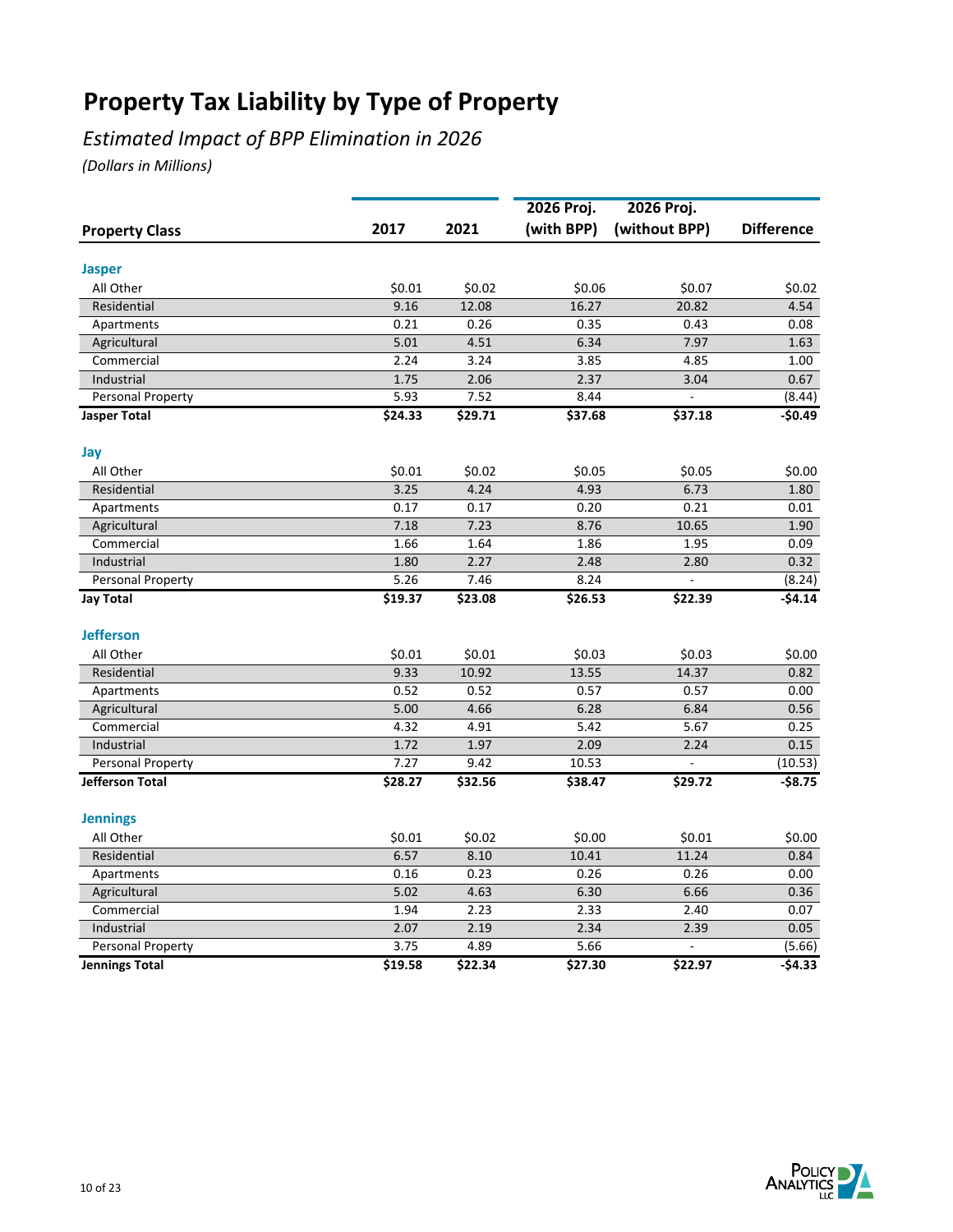# Property Tax Liability by Type of Property

*Estimated Impact of BPP Elimination in 2026*

*(Dollars in Millions)*

| Property Class | 2017 | 2021 | 2026 Proj. (with BPP) | 2026 Proj. (without BPP) | Difference |
|---|---|---|---|---|---|
| **Jasper** | | | | | |
| All Other | $0.01 | $0.02 | $0.06 | $0.07 | $0.02 |
| Residential | 9.16 | 12.08 | 16.27 | 20.82 | 4.54 |
| Apartments | 0.21 | 0.26 | 0.35 | 0.43 | 0.08 |
| Agricultural | 5.01 | 4.51 | 6.34 | 7.97 | 1.63 |
| Commercial | 2.24 | 3.24 | 3.85 | 4.85 | 1.00 |
| Industrial | 1.75 | 2.06 | 2.37 | 3.04 | 0.67 |
| Personal Property | 5.93 | 7.52 | 8.44 | - | (8.44) |
| **Jasper Total** | **$24.33** | **$29.71** | **$37.68** | **$37.18** | **-$0.49** |
| **Jay** | | | | | |
| All Other | $0.01 | $0.02 | $0.05 | $0.05 | $0.00 |
| Residential | 3.25 | 4.24 | 4.93 | 6.73 | 1.80 |
| Apartments | 0.17 | 0.17 | 0.20 | 0.21 | 0.01 |
| Agricultural | 7.18 | 7.23 | 8.76 | 10.65 | 1.90 |
| Commercial | 1.66 | 1.64 | 1.86 | 1.95 | 0.09 |
| Industrial | 1.80 | 2.27 | 2.48 | 2.80 | 0.32 |
| Personal Property | 5.26 | 7.46 | 8.24 | - | (8.24) |
| **Jay Total** | **$19.37** | **$23.08** | **$26.53** | **$22.39** | **-$4.14** |
| **Jefferson** | | | | | |
| All Other | $0.01 | $0.01 | $0.03 | $0.03 | $0.00 |
| Residential | 9.33 | 10.92 | 13.55 | 14.37 | 0.82 |
| Apartments | 0.52 | 0.52 | 0.57 | 0.57 | 0.00 |
| Agricultural | 5.00 | 4.66 | 6.28 | 6.84 | 0.56 |
| Commercial | 4.32 | 4.91 | 5.42 | 5.67 | 0.25 |
| Industrial | 1.72 | 1.97 | 2.09 | 2.24 | 0.15 |
| Personal Property | 7.27 | 9.42 | 10.53 | - | (10.53) |
| **Jefferson Total** | **$28.27** | **$32.56** | **$38.47** | **$29.72** | **-$8.75** |
| **Jennings** | | | | | |
| All Other | $0.01 | $0.02 | $0.00 | $0.01 | $0.00 |
| Residential | 6.57 | 8.10 | 10.41 | 11.24 | 0.84 |
| Apartments | 0.16 | 0.23 | 0.26 | 0.26 | 0.00 |
| Agricultural | 5.02 | 4.63 | 6.30 | 6.66 | 0.36 |
| Commercial | 1.94 | 2.23 | 2.33 | 2.40 | 0.07 |
| Industrial | 2.07 | 2.19 | 2.34 | 2.39 | 0.05 |
| Personal Property | 3.75 | 4.89 | 5.66 | - | (5.66) |
| **Jennings Total** | **$19.58** | **$22.34** | **$27.30** | **$22.97** | **-$4.33** |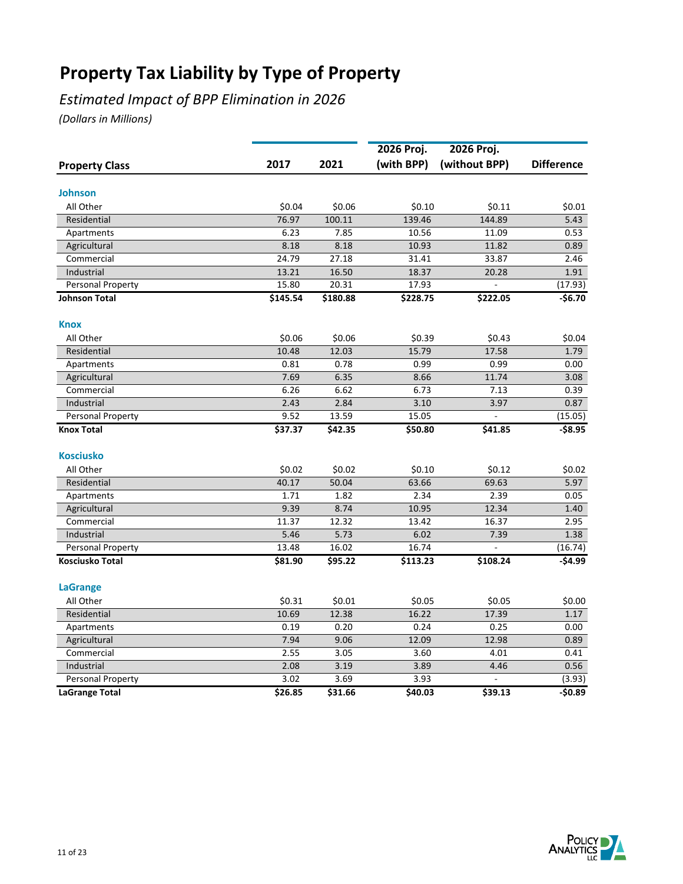# Property Tax Liability by Type of Property

*Estimated Impact of BPP Elimination in 2026*

*(Dollars in Millions)*

| Property Class | 2017 | 2021 | 2026 Proj. (with BPP) | 2026 Proj. (without BPP) | Difference |
|---|---|---|---|---|---|
| **Johnson** | | | | | |
| All Other | $0.04 | $0.06 | $0.10 | $0.11 | $0.01 |
| Residential | 76.97 | 100.11 | 139.46 | 144.89 | 5.43 |
| Apartments | 6.23 | 7.85 | 10.56 | 11.09 | 0.53 |
| Agricultural | 8.18 | 8.18 | 10.93 | 11.82 | 0.89 |
| Commercial | 24.79 | 27.18 | 31.41 | 33.87 | 2.46 |
| Industrial | 13.21 | 16.50 | 18.37 | 20.28 | 1.91 |
| Personal Property | 15.80 | 20.31 | 17.93 | - | (17.93) |
| **Johnson Total** | **$145.54** | **$180.88** | **$228.75** | **$222.05** | **-$6.70** |
| **Knox** | | | | | |
| All Other | $0.06 | $0.06 | $0.39 | $0.43 | $0.04 |
| Residential | 10.48 | 12.03 | 15.79 | 17.58 | 1.79 |
| Apartments | 0.81 | 0.78 | 0.99 | 0.99 | 0.00 |
| Agricultural | 7.69 | 6.35 | 8.66 | 11.74 | 3.08 |
| Commercial | 6.26 | 6.62 | 6.73 | 7.13 | 0.39 |
| Industrial | 2.43 | 2.84 | 3.10 | 3.97 | 0.87 |
| Personal Property | 9.52 | 13.59 | 15.05 | - | (15.05) |
| **Knox Total** | **$37.37** | **$42.35** | **$50.80** | **$41.85** | **-$8.95** |
| **Kosciusko** | | | | | |
| All Other | $0.02 | $0.02 | $0.10 | $0.12 | $0.02 |
| Residential | 40.17 | 50.04 | 63.66 | 69.63 | 5.97 |
| Apartments | 1.71 | 1.82 | 2.34 | 2.39 | 0.05 |
| Agricultural | 9.39 | 8.74 | 10.95 | 12.34 | 1.40 |
| Commercial | 11.37 | 12.32 | 13.42 | 16.37 | 2.95 |
| Industrial | 5.46 | 5.73 | 6.02 | 7.39 | 1.38 |
| Personal Property | 13.48 | 16.02 | 16.74 | - | (16.74) |
| **Kosciusko Total** | **$81.90** | **$95.22** | **$113.23** | **$108.24** | **-$4.99** |
| **LaGrange** | | | | | |
| All Other | $0.31 | $0.01 | $0.05 | $0.05 | $0.00 |
| Residential | 10.69 | 12.38 | 16.22 | 17.39 | 1.17 |
| Apartments | 0.19 | 0.20 | 0.24 | 0.25 | 0.00 |
| Agricultural | 7.94 | 9.06 | 12.09 | 12.98 | 0.89 |
| Commercial | 2.55 | 3.05 | 3.60 | 4.01 | 0.41 |
| Industrial | 2.08 | 3.19 | 3.89 | 4.46 | 0.56 |
| Personal Property | 3.02 | 3.69 | 3.93 | - | (3.93) |
| **LaGrange Total** | **$26.85** | **$31.66** | **$40.03** | **$39.13** | **-$0.89** |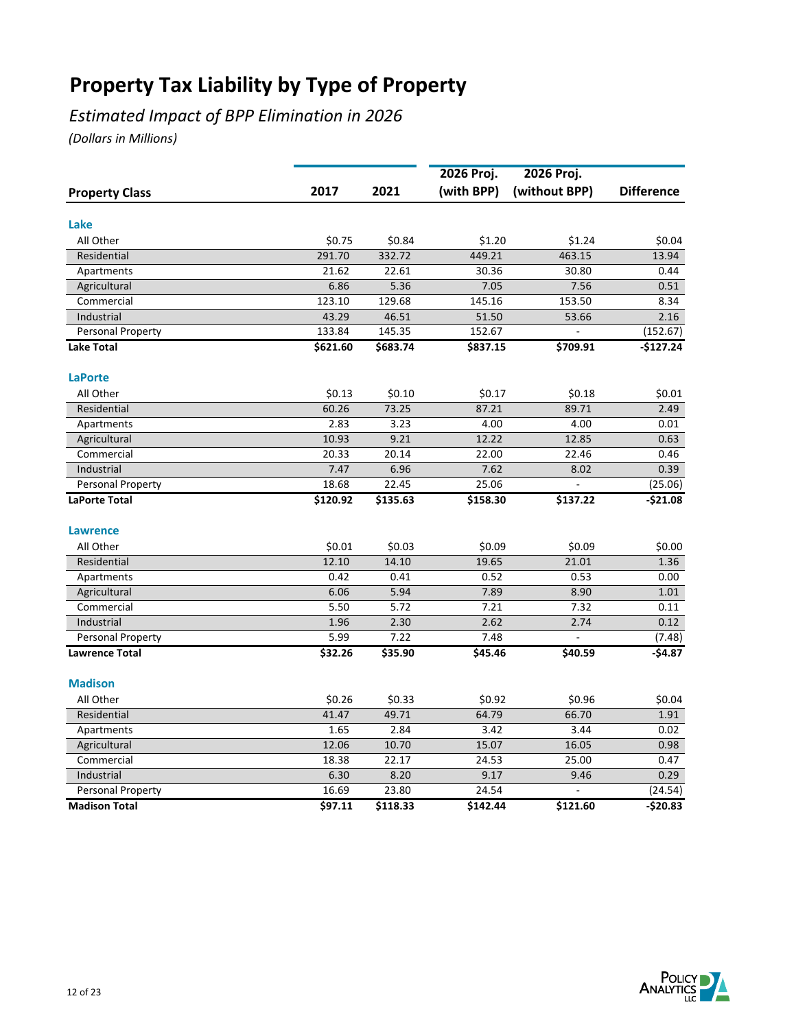# Property Tax Liability by Type of Property

*Estimated Impact of BPP Elimination in 2026*

*(Dollars in Millions)*

| Property Class | 2017 | 2021 | 2026 Proj. (with BPP) | 2026 Proj. (without BPP) | Difference |
|---|---|---|---|---|---|
| **Lake** | | | | | |
| All Other | $0.75 | $0.84 | $1.20 | $1.24 | $0.04 |
| Residential | 291.70 | 332.72 | 449.21 | 463.15 | 13.94 |
| Apartments | 21.62 | 22.61 | 30.36 | 30.80 | 0.44 |
| Agricultural | 6.86 | 5.36 | 7.05 | 7.56 | 0.51 |
| Commercial | 123.10 | 129.68 | 145.16 | 153.50 | 8.34 |
| Industrial | 43.29 | 46.51 | 51.50 | 53.66 | 2.16 |
| Personal Property | 133.84 | 145.35 | 152.67 | - | (152.67) |
| **Lake Total** | **$621.60** | **$683.74** | **$837.15** | **$709.91** | **-$127.24** |
| **LaPorte** | | | | | |
| All Other | $0.13 | $0.10 | $0.17 | $0.18 | $0.01 |
| Residential | 60.26 | 73.25 | 87.21 | 89.71 | 2.49 |
| Apartments | 2.83 | 3.23 | 4.00 | 4.00 | 0.01 |
| Agricultural | 10.93 | 9.21 | 12.22 | 12.85 | 0.63 |
| Commercial | 20.33 | 20.14 | 22.00 | 22.46 | 0.46 |
| Industrial | 7.47 | 6.96 | 7.62 | 8.02 | 0.39 |
| Personal Property | 18.68 | 22.45 | 25.06 | - | (25.06) |
| **LaPorte Total** | **$120.92** | **$135.63** | **$158.30** | **$137.22** | **-$21.08** |
| **Lawrence** | | | | | |
| All Other | $0.01 | $0.03 | $0.09 | $0.09 | $0.00 |
| Residential | 12.10 | 14.10 | 19.65 | 21.01 | 1.36 |
| Apartments | 0.42 | 0.41 | 0.52 | 0.53 | 0.00 |
| Agricultural | 6.06 | 5.94 | 7.89 | 8.90 | 1.01 |
| Commercial | 5.50 | 5.72 | 7.21 | 7.32 | 0.11 |
| Industrial | 1.96 | 2.30 | 2.62 | 2.74 | 0.12 |
| Personal Property | 5.99 | 7.22 | 7.48 | - | (7.48) |
| **Lawrence Total** | **$32.26** | **$35.90** | **$45.46** | **$40.59** | **-$4.87** |
| **Madison** | | | | | |
| All Other | $0.26 | $0.33 | $0.92 | $0.96 | $0.04 |
| Residential | 41.47 | 49.71 | 64.79 | 66.70 | 1.91 |
| Apartments | 1.65 | 2.84 | 3.42 | 3.44 | 0.02 |
| Agricultural | 12.06 | 10.70 | 15.07 | 16.05 | 0.98 |
| Commercial | 18.38 | 22.17 | 24.53 | 25.00 | 0.47 |
| Industrial | 6.30 | 8.20 | 9.17 | 9.46 | 0.29 |
| Personal Property | 16.69 | 23.80 | 24.54 | - | (24.54) |
| **Madison Total** | **$97.11** | **$118.33** | **$142.44** | **$121.60** | **-$20.83** |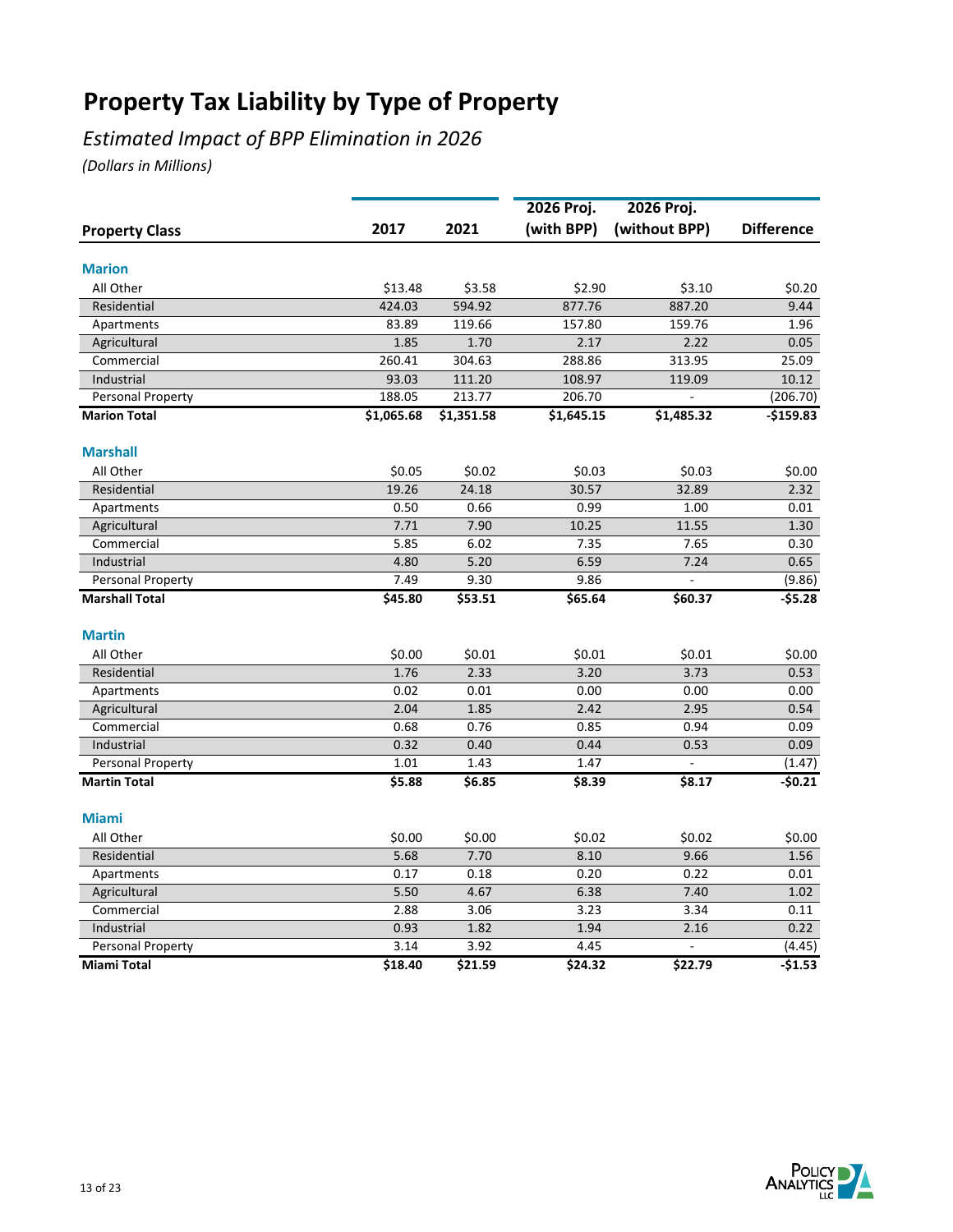# Property Tax Liability by Type of Property

*Estimated Impact of BPP Elimination in 2026*

*(Dollars in Millions)*

| Property Class | 2017 | 2021 | 2026 Proj. (with BPP) | 2026 Proj. (without BPP) | Difference |
|---|---|---|---|---|---|
| **Marion** | | | | | |
| All Other | $13.48 | $3.58 | $2.90 | $3.10 | $0.20 |
| Residential | 424.03 | 594.92 | 877.76 | 887.20 | 9.44 |
| Apartments | 83.89 | 119.66 | 157.80 | 159.76 | 1.96 |
| Agricultural | 1.85 | 1.70 | 2.17 | 2.22 | 0.05 |
| Commercial | 260.41 | 304.63 | 288.86 | 313.95 | 25.09 |
| Industrial | 93.03 | 111.20 | 108.97 | 119.09 | 10.12 |
| Personal Property | 188.05 | 213.77 | 206.70 | - | (206.70) |
| **Marion Total** | **$1,065.68** | **$1,351.58** | **$1,645.15** | **$1,485.32** | **-$159.83** |
| **Marshall** | | | | | |
| All Other | $0.05 | $0.02 | $0.03 | $0.03 | $0.00 |
| Residential | 19.26 | 24.18 | 30.57 | 32.89 | 2.32 |
| Apartments | 0.50 | 0.66 | 0.99 | 1.00 | 0.01 |
| Agricultural | 7.71 | 7.90 | 10.25 | 11.55 | 1.30 |
| Commercial | 5.85 | 6.02 | 7.35 | 7.65 | 0.30 |
| Industrial | 4.80 | 5.20 | 6.59 | 7.24 | 0.65 |
| Personal Property | 7.49 | 9.30 | 9.86 | - | (9.86) |
| **Marshall Total** | **$45.80** | **$53.51** | **$65.64** | **$60.37** | **-$5.28** |
| **Martin** | | | | | |
| All Other | $0.00 | $0.01 | $0.01 | $0.01 | $0.00 |
| Residential | 1.76 | 2.33 | 3.20 | 3.73 | 0.53 |
| Apartments | 0.02 | 0.01 | 0.00 | 0.00 | 0.00 |
| Agricultural | 2.04 | 1.85 | 2.42 | 2.95 | 0.54 |
| Commercial | 0.68 | 0.76 | 0.85 | 0.94 | 0.09 |
| Industrial | 0.32 | 0.40 | 0.44 | 0.53 | 0.09 |
| Personal Property | 1.01 | 1.43 | 1.47 | - | (1.47) |
| **Martin Total** | **$5.88** | **$6.85** | **$8.39** | **$8.17** | **-$0.21** |
| **Miami** | | | | | |
| All Other | $0.00 | $0.00 | $0.02 | $0.02 | $0.00 |
| Residential | 5.68 | 7.70 | 8.10 | 9.66 | 1.56 |
| Apartments | 0.17 | 0.18 | 0.20 | 0.22 | 0.01 |
| Agricultural | 5.50 | 4.67 | 6.38 | 7.40 | 1.02 |
| Commercial | 2.88 | 3.06 | 3.23 | 3.34 | 0.11 |
| Industrial | 0.93 | 1.82 | 1.94 | 2.16 | 0.22 |
| Personal Property | 3.14 | 3.92 | 4.45 | - | (4.45) |
| **Miami Total** | **$18.40** | **$21.59** | **$24.32** | **$22.79** | **-$1.53** |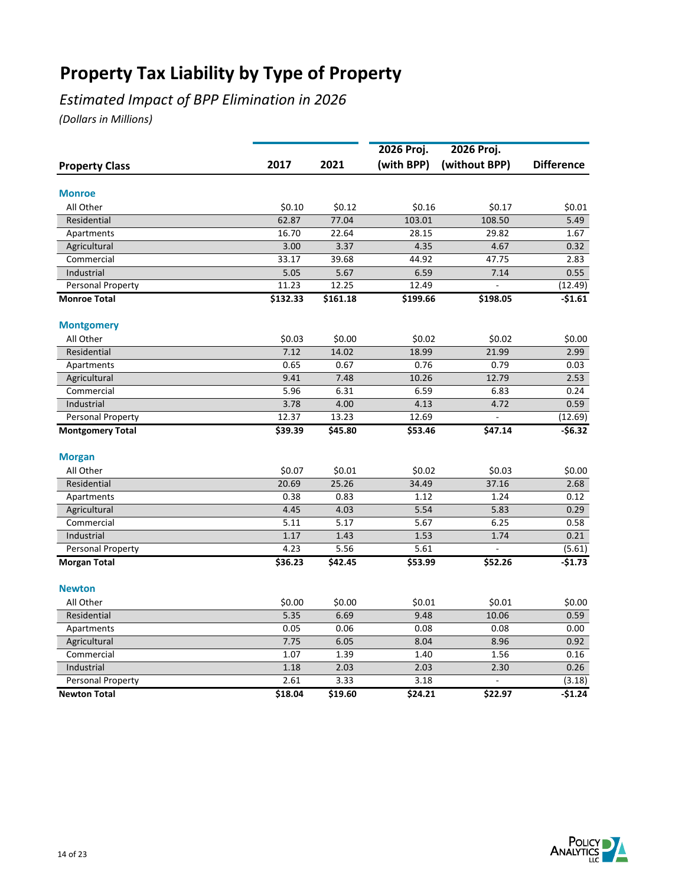# Property Tax Liability by Type of Property

*Estimated Impact of BPP Elimination in 2026*

*(Dollars in Millions)*

| Property Class | 2017 | 2021 | 2026 Proj. (with BPP) | 2026 Proj. (without BPP) | Difference |
|---|---|---|---|---|---|
| **Monroe** | | | | | |
| All Other | $0.10 | $0.12 | $0.16 | $0.17 | $0.01 |
| Residential | 62.87 | 77.04 | 103.01 | 108.50 | 5.49 |
| Apartments | 16.70 | 22.64 | 28.15 | 29.82 | 1.67 |
| Agricultural | 3.00 | 3.37 | 4.35 | 4.67 | 0.32 |
| Commercial | 33.17 | 39.68 | 44.92 | 47.75 | 2.83 |
| Industrial | 5.05 | 5.67 | 6.59 | 7.14 | 0.55 |
| Personal Property | 11.23 | 12.25 | 12.49 | - | (12.49) |
| **Monroe Total** | **$132.33** | **$161.18** | **$199.66** | **$198.05** | **-$1.61** |
| **Montgomery** | | | | | |
| All Other | $0.03 | $0.00 | $0.02 | $0.02 | $0.00 |
| Residential | 7.12 | 14.02 | 18.99 | 21.99 | 2.99 |
| Apartments | 0.65 | 0.67 | 0.76 | 0.79 | 0.03 |
| Agricultural | 9.41 | 7.48 | 10.26 | 12.79 | 2.53 |
| Commercial | 5.96 | 6.31 | 6.59 | 6.83 | 0.24 |
| Industrial | 3.78 | 4.00 | 4.13 | 4.72 | 0.59 |
| Personal Property | 12.37 | 13.23 | 12.69 | - | (12.69) |
| **Montgomery Total** | **$39.39** | **$45.80** | **$53.46** | **$47.14** | **-$6.32** |
| **Morgan** | | | | | |
| All Other | $0.07 | $0.01 | $0.02 | $0.03 | $0.00 |
| Residential | 20.69 | 25.26 | 34.49 | 37.16 | 2.68 |
| Apartments | 0.38 | 0.83 | 1.12 | 1.24 | 0.12 |
| Agricultural | 4.45 | 4.03 | 5.54 | 5.83 | 0.29 |
| Commercial | 5.11 | 5.17 | 5.67 | 6.25 | 0.58 |
| Industrial | 1.17 | 1.43 | 1.53 | 1.74 | 0.21 |
| Personal Property | 4.23 | 5.56 | 5.61 | - | (5.61) |
| **Morgan Total** | **$36.23** | **$42.45** | **$53.99** | **$52.26** | **-$1.73** |
| **Newton** | | | | | |
| All Other | $0.00 | $0.00 | $0.01 | $0.01 | $0.00 |
| Residential | 5.35 | 6.69 | 9.48 | 10.06 | 0.59 |
| Apartments | 0.05 | 0.06 | 0.08 | 0.08 | 0.00 |
| Agricultural | 7.75 | 6.05 | 8.04 | 8.96 | 0.92 |
| Commercial | 1.07 | 1.39 | 1.40 | 1.56 | 0.16 |
| Industrial | 1.18 | 2.03 | 2.03 | 2.30 | 0.26 |
| Personal Property | 2.61 | 3.33 | 3.18 | - | (3.18) |
| **Newton Total** | **$18.04** | **$19.60** | **$24.21** | **$22.97** | **-$1.24** |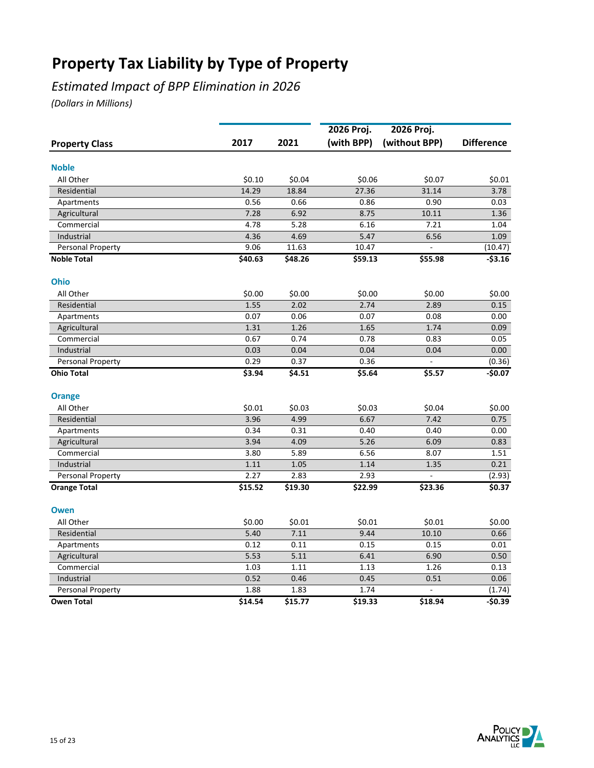# Property Tax Liability by Type of Property

*Estimated Impact of BPP Elimination in 2026*

*(Dollars in Millions)*

| Property Class | 2017 | 2021 | 2026 Proj. (with BPP) | 2026 Proj. (without BPP) | Difference |
|---|---|---|---|---|---|
| **Noble** | | | | | |
| All Other | $0.10 | $0.04 | $0.06 | $0.07 | $0.01 |
| Residential | 14.29 | 18.84 | 27.36 | 31.14 | 3.78 |
| Apartments | 0.56 | 0.66 | 0.86 | 0.90 | 0.03 |
| Agricultural | 7.28 | 6.92 | 8.75 | 10.11 | 1.36 |
| Commercial | 4.78 | 5.28 | 6.16 | 7.21 | 1.04 |
| Industrial | 4.36 | 4.69 | 5.47 | 6.56 | 1.09 |
| Personal Property | 9.06 | 11.63 | 10.47 | - | (10.47) |
| **Noble Total** | **$40.63** | **$48.26** | **$59.13** | **$55.98** | **-$3.16** |
| **Ohio** | | | | | |
| All Other | $0.00 | $0.00 | $0.00 | $0.00 | $0.00 |
| Residential | 1.55 | 2.02 | 2.74 | 2.89 | 0.15 |
| Apartments | 0.07 | 0.06 | 0.07 | 0.08 | 0.00 |
| Agricultural | 1.31 | 1.26 | 1.65 | 1.74 | 0.09 |
| Commercial | 0.67 | 0.74 | 0.78 | 0.83 | 0.05 |
| Industrial | 0.03 | 0.04 | 0.04 | 0.04 | 0.00 |
| Personal Property | 0.29 | 0.37 | 0.36 | - | (0.36) |
| **Ohio Total** | **$3.94** | **$4.51** | **$5.64** | **$5.57** | **-$0.07** |
| **Orange** | | | | | |
| All Other | $0.01 | $0.03 | $0.03 | $0.04 | $0.00 |
| Residential | 3.96 | 4.99 | 6.67 | 7.42 | 0.75 |
| Apartments | 0.34 | 0.31 | 0.40 | 0.40 | 0.00 |
| Agricultural | 3.94 | 4.09 | 5.26 | 6.09 | 0.83 |
| Commercial | 3.80 | 5.89 | 6.56 | 8.07 | 1.51 |
| Industrial | 1.11 | 1.05 | 1.14 | 1.35 | 0.21 |
| Personal Property | 2.27 | 2.83 | 2.93 | - | (2.93) |
| **Orange Total** | **$15.52** | **$19.30** | **$22.99** | **$23.36** | **$0.37** |
| **Owen** | | | | | |
| All Other | $0.00 | $0.01 | $0.01 | $0.01 | $0.00 |
| Residential | 5.40 | 7.11 | 9.44 | 10.10 | 0.66 |
| Apartments | 0.12 | 0.11 | 0.15 | 0.15 | 0.01 |
| Agricultural | 5.53 | 5.11 | 6.41 | 6.90 | 0.50 |
| Commercial | 1.03 | 1.11 | 1.13 | 1.26 | 0.13 |
| Industrial | 0.52 | 0.46 | 0.45 | 0.51 | 0.06 |
| Personal Property | 1.88 | 1.83 | 1.74 | - | (1.74) |
| **Owen Total** | **$14.54** | **$15.77** | **$19.33** | **$18.94** | **-$0.39** |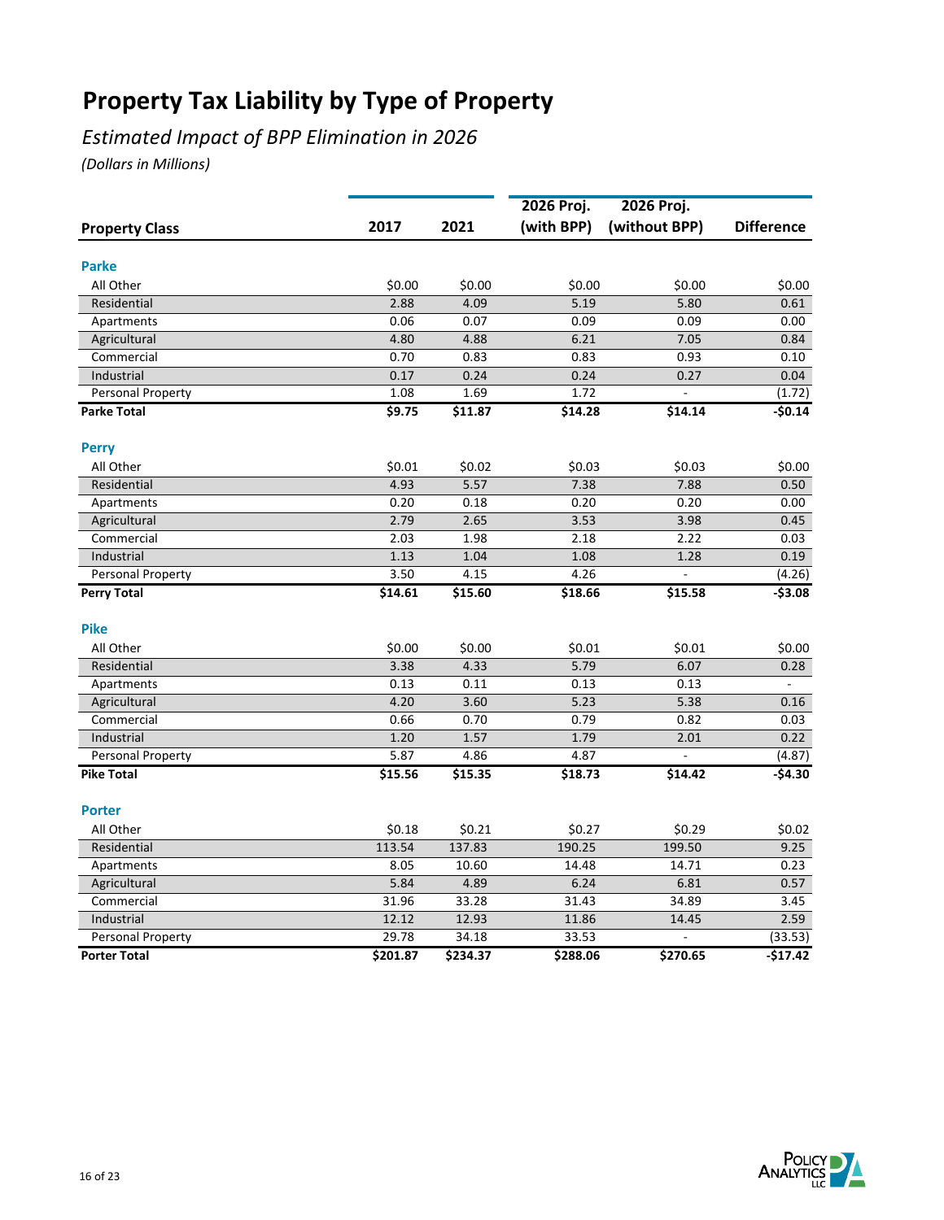# Property Tax Liability by Type of Property

*Estimated Impact of BPP Elimination in 2026*

*(Dollars in Millions)*

| Property Class | 2017 | 2021 | 2026 Proj. (with BPP) | 2026 Proj. (without BPP) | Difference |
|---|---|---|---|---|---|
| **Parke** | | | | | |
| All Other | $0.00 | $0.00 | $0.00 | $0.00 | $0.00 |
| Residential | 2.88 | 4.09 | 5.19 | 5.80 | 0.61 |
| Apartments | 0.06 | 0.07 | 0.09 | 0.09 | 0.00 |
| Agricultural | 4.80 | 4.88 | 6.21 | 7.05 | 0.84 |
| Commercial | 0.70 | 0.83 | 0.83 | 0.93 | 0.10 |
| Industrial | 0.17 | 0.24 | 0.24 | 0.27 | 0.04 |
| Personal Property | 1.08 | 1.69 | 1.72 | - | (1.72) |
| **Parke Total** | **$9.75** | **$11.87** | **$14.28** | **$14.14** | **-$0.14** |
| **Perry** | | | | | |
| All Other | $0.01 | $0.02 | $0.03 | $0.03 | $0.00 |
| Residential | 4.93 | 5.57 | 7.38 | 7.88 | 0.50 |
| Apartments | 0.20 | 0.18 | 0.20 | 0.20 | 0.00 |
| Agricultural | 2.79 | 2.65 | 3.53 | 3.98 | 0.45 |
| Commercial | 2.03 | 1.98 | 2.18 | 2.22 | 0.03 |
| Industrial | 1.13 | 1.04 | 1.08 | 1.28 | 0.19 |
| Personal Property | 3.50 | 4.15 | 4.26 | - | (4.26) |
| **Perry Total** | **$14.61** | **$15.60** | **$18.66** | **$15.58** | **-$3.08** |
| **Pike** | | | | | |
| All Other | $0.00 | $0.00 | $0.01 | $0.01 | $0.00 |
| Residential | 3.38 | 4.33 | 5.79 | 6.07 | 0.28 |
| Apartments | 0.13 | 0.11 | 0.13 | 0.13 | - |
| Agricultural | 4.20 | 3.60 | 5.23 | 5.38 | 0.16 |
| Commercial | 0.66 | 0.70 | 0.79 | 0.82 | 0.03 |
| Industrial | 1.20 | 1.57 | 1.79 | 2.01 | 0.22 |
| Personal Property | 5.87 | 4.86 | 4.87 | - | (4.87) |
| **Pike Total** | **$15.56** | **$15.35** | **$18.73** | **$14.42** | **-$4.30** |
| **Porter** | | | | | |
| All Other | $0.18 | $0.21 | $0.27 | $0.29 | $0.02 |
| Residential | 113.54 | 137.83 | 190.25 | 199.50 | 9.25 |
| Apartments | 8.05 | 10.60 | 14.48 | 14.71 | 0.23 |
| Agricultural | 5.84 | 4.89 | 6.24 | 6.81 | 0.57 |
| Commercial | 31.96 | 33.28 | 31.43 | 34.89 | 3.45 |
| Industrial | 12.12 | 12.93 | 11.86 | 14.45 | 2.59 |
| Personal Property | 29.78 | 34.18 | 33.53 | - | (33.53) |
| **Porter Total** | **$201.87** | **$234.37** | **$288.06** | **$270.65** | **-$17.42** |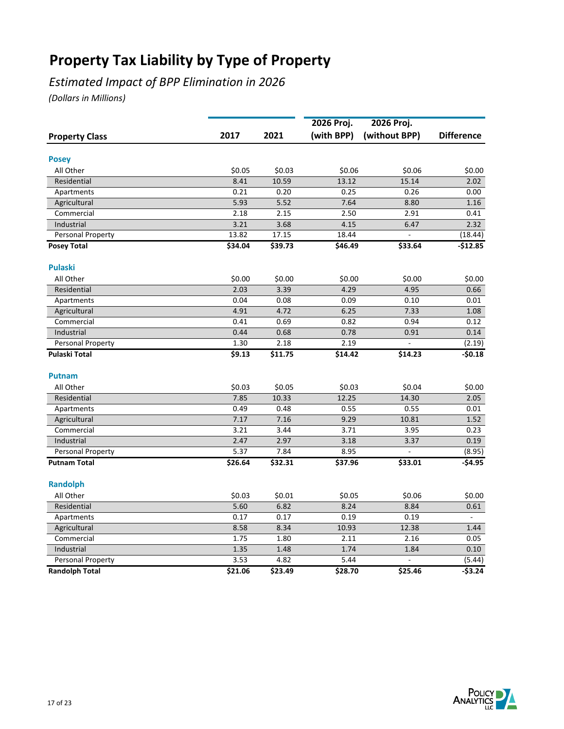# Property Tax Liability by Type of Property

*Estimated Impact of BPP Elimination in 2026*

*(Dollars in Millions)*

| Property Class | 2017 | 2021 | 2026 Proj. (with BPP) | 2026 Proj. (without BPP) | Difference |
|---|---|---|---|---|---|
| **Posey** | | | | | |
| All Other | $0.05 | $0.03 | $0.06 | $0.06 | $0.00 |
| Residential | 8.41 | 10.59 | 13.12 | 15.14 | 2.02 |
| Apartments | 0.21 | 0.20 | 0.25 | 0.26 | 0.00 |
| Agricultural | 5.93 | 5.52 | 7.64 | 8.80 | 1.16 |
| Commercial | 2.18 | 2.15 | 2.50 | 2.91 | 0.41 |
| Industrial | 3.21 | 3.68 | 4.15 | 6.47 | 2.32 |
| Personal Property | 13.82 | 17.15 | 18.44 | - | (18.44) |
| **Posey Total** | **$34.04** | **$39.73** | **$46.49** | **$33.64** | **-$12.85** |
| **Pulaski** | | | | | |
| All Other | $0.00 | $0.00 | $0.00 | $0.00 | $0.00 |
| Residential | 2.03 | 3.39 | 4.29 | 4.95 | 0.66 |
| Apartments | 0.04 | 0.08 | 0.09 | 0.10 | 0.01 |
| Agricultural | 4.91 | 4.72 | 6.25 | 7.33 | 1.08 |
| Commercial | 0.41 | 0.69 | 0.82 | 0.94 | 0.12 |
| Industrial | 0.44 | 0.68 | 0.78 | 0.91 | 0.14 |
| Personal Property | 1.30 | 2.18 | 2.19 | - | (2.19) |
| **Pulaski Total** | **$9.13** | **$11.75** | **$14.42** | **$14.23** | **-$0.18** |
| **Putnam** | | | | | |
| All Other | $0.03 | $0.05 | $0.03 | $0.04 | $0.00 |
| Residential | 7.85 | 10.33 | 12.25 | 14.30 | 2.05 |
| Apartments | 0.49 | 0.48 | 0.55 | 0.55 | 0.01 |
| Agricultural | 7.17 | 7.16 | 9.29 | 10.81 | 1.52 |
| Commercial | 3.21 | 3.44 | 3.71 | 3.95 | 0.23 |
| Industrial | 2.47 | 2.97 | 3.18 | 3.37 | 0.19 |
| Personal Property | 5.37 | 7.84 | 8.95 | - | (8.95) |
| **Putnam Total** | **$26.64** | **$32.31** | **$37.96** | **$33.01** | **-$4.95** |
| **Randolph** | | | | | |
| All Other | $0.03 | $0.01 | $0.05 | $0.06 | $0.00 |
| Residential | 5.60 | 6.82 | 8.24 | 8.84 | 0.61 |
| Apartments | 0.17 | 0.17 | 0.19 | 0.19 | - |
| Agricultural | 8.58 | 8.34 | 10.93 | 12.38 | 1.44 |
| Commercial | 1.75 | 1.80 | 2.11 | 2.16 | 0.05 |
| Industrial | 1.35 | 1.48 | 1.74 | 1.84 | 0.10 |
| Personal Property | 3.53 | 4.82 | 5.44 | - | (5.44) |
| **Randolph Total** | **$21.06** | **$23.49** | **$28.70** | **$25.46** | **-$3.24** |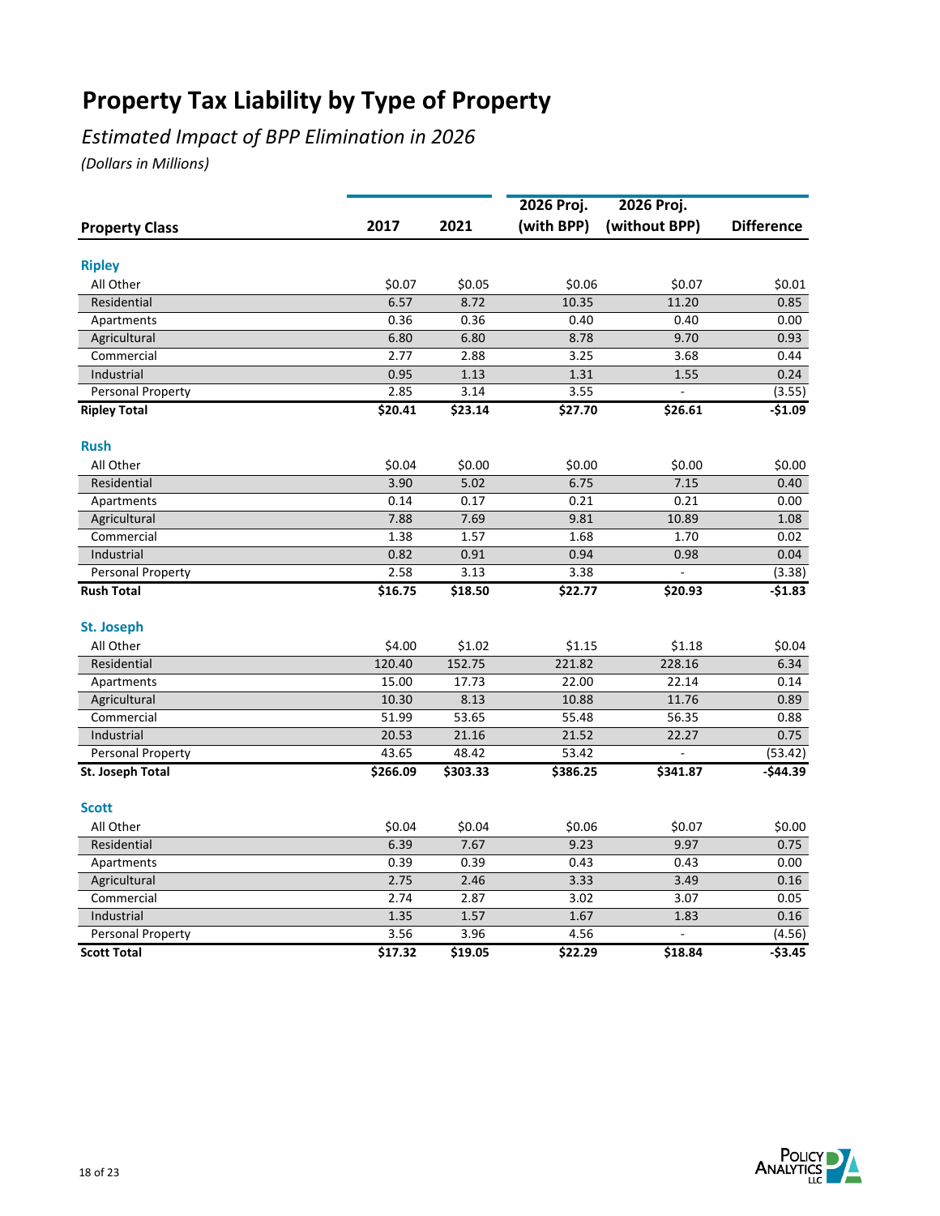# Property Tax Liability by Type of Property

*Estimated Impact of BPP Elimination in 2026*

*(Dollars in Millions)*

| Property Class | 2017 | 2021 | 2026 Proj. (with BPP) | 2026 Proj. (without BPP) | Difference |
|---|---|---|---|---|---|
| **Ripley** | | | | | |
| All Other | $0.07 | $0.05 | $0.06 | $0.07 | $0.01 |
| Residential | 6.57 | 8.72 | 10.35 | 11.20 | 0.85 |
| Apartments | 0.36 | 0.36 | 0.40 | 0.40 | 0.00 |
| Agricultural | 6.80 | 6.80 | 8.78 | 9.70 | 0.93 |
| Commercial | 2.77 | 2.88 | 3.25 | 3.68 | 0.44 |
| Industrial | 0.95 | 1.13 | 1.31 | 1.55 | 0.24 |
| Personal Property | 2.85 | 3.14 | 3.55 | - | (3.55) |
| **Ripley Total** | **$20.41** | **$23.14** | **$27.70** | **$26.61** | **-$1.09** |
| **Rush** | | | | | |
| All Other | $0.04 | $0.00 | $0.00 | $0.00 | $0.00 |
| Residential | 3.90 | 5.02 | 6.75 | 7.15 | 0.40 |
| Apartments | 0.14 | 0.17 | 0.21 | 0.21 | 0.00 |
| Agricultural | 7.88 | 7.69 | 9.81 | 10.89 | 1.08 |
| Commercial | 1.38 | 1.57 | 1.68 | 1.70 | 0.02 |
| Industrial | 0.82 | 0.91 | 0.94 | 0.98 | 0.04 |
| Personal Property | 2.58 | 3.13 | 3.38 | - | (3.38) |
| **Rush Total** | **$16.75** | **$18.50** | **$22.77** | **$20.93** | **-$1.83** |
| **St. Joseph** | | | | | |
| All Other | $4.00 | $1.02 | $1.15 | $1.18 | $0.04 |
| Residential | 120.40 | 152.75 | 221.82 | 228.16 | 6.34 |
| Apartments | 15.00 | 17.73 | 22.00 | 22.14 | 0.14 |
| Agricultural | 10.30 | 8.13 | 10.88 | 11.76 | 0.89 |
| Commercial | 51.99 | 53.65 | 55.48 | 56.35 | 0.88 |
| Industrial | 20.53 | 21.16 | 21.52 | 22.27 | 0.75 |
| Personal Property | 43.65 | 48.42 | 53.42 | - | (53.42) |
| **St. Joseph Total** | **$266.09** | **$303.33** | **$386.25** | **$341.87** | **-$44.39** |
| **Scott** | | | | | |
| All Other | $0.04 | $0.04 | $0.06 | $0.07 | $0.00 |
| Residential | 6.39 | 7.67 | 9.23 | 9.97 | 0.75 |
| Apartments | 0.39 | 0.39 | 0.43 | 0.43 | 0.00 |
| Agricultural | 2.75 | 2.46 | 3.33 | 3.49 | 0.16 |
| Commercial | 2.74 | 2.87 | 3.02 | 3.07 | 0.05 |
| Industrial | 1.35 | 1.57 | 1.67 | 1.83 | 0.16 |
| Personal Property | 3.56 | 3.96 | 4.56 | - | (4.56) |
| **Scott Total** | **$17.32** | **$19.05** | **$22.29** | **$18.84** | **-$3.45** |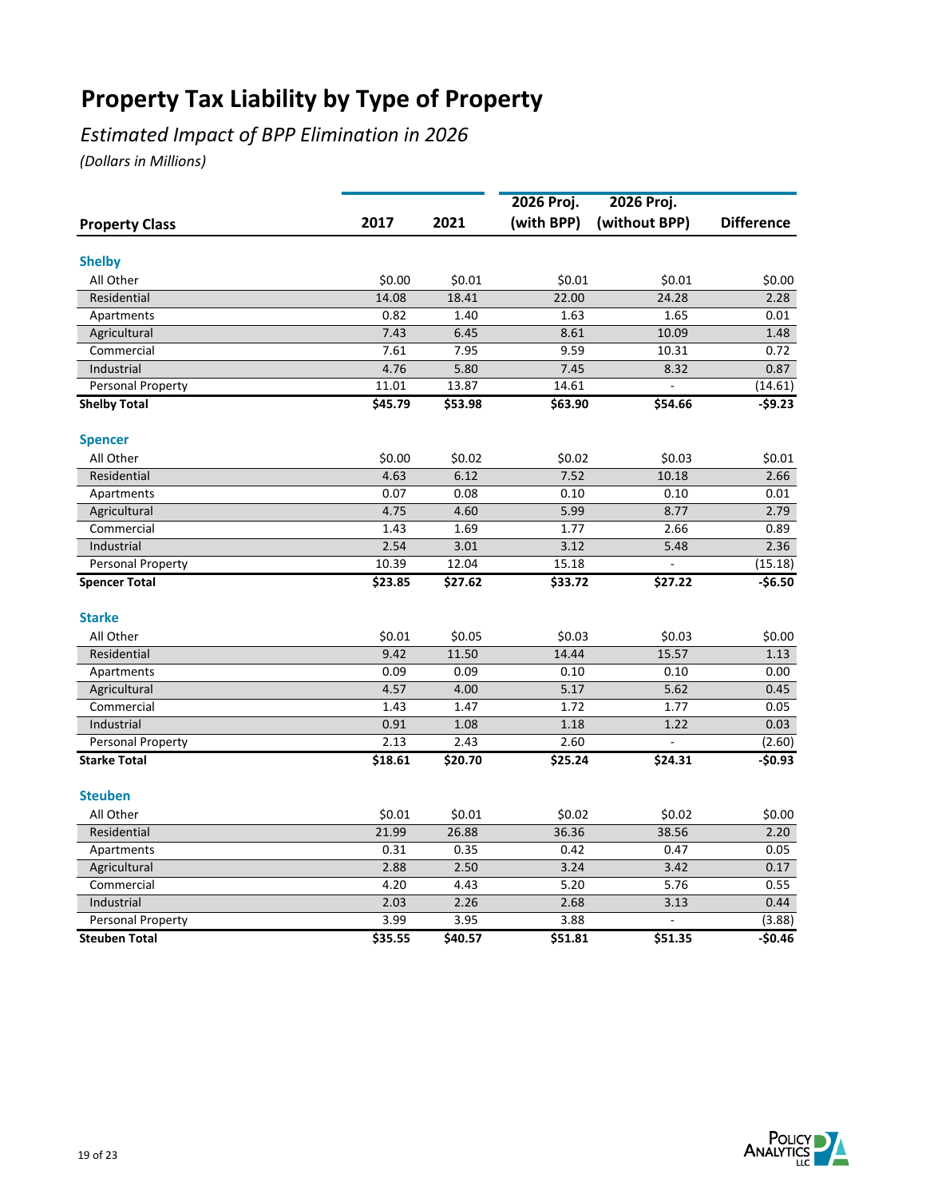# Property Tax Liability by Type of Property

*Estimated Impact of BPP Elimination in 2026*

*(Dollars in Millions)*

| Property Class | 2017 | 2021 | 2026 Proj. (with BPP) | 2026 Proj. (without BPP) | Difference |
|---|---|---|---|---|---|
| **Shelby** | | | | | |
| All Other | $0.00 | $0.01 | $0.01 | $0.01 | $0.00 |
| Residential | 14.08 | 18.41 | 22.00 | 24.28 | 2.28 |
| Apartments | 0.82 | 1.40 | 1.63 | 1.65 | 0.01 |
| Agricultural | 7.43 | 6.45 | 8.61 | 10.09 | 1.48 |
| Commercial | 7.61 | 7.95 | 9.59 | 10.31 | 0.72 |
| Industrial | 4.76 | 5.80 | 7.45 | 8.32 | 0.87 |
| Personal Property | 11.01 | 13.87 | 14.61 | - | (14.61) |
| **Shelby Total** | **$45.79** | **$53.98** | **$63.90** | **$54.66** | **-$9.23** |
| **Spencer** | | | | | |
| All Other | $0.00 | $0.02 | $0.02 | $0.03 | $0.01 |
| Residential | 4.63 | 6.12 | 7.52 | 10.18 | 2.66 |
| Apartments | 0.07 | 0.08 | 0.10 | 0.10 | 0.01 |
| Agricultural | 4.75 | 4.60 | 5.99 | 8.77 | 2.79 |
| Commercial | 1.43 | 1.69 | 1.77 | 2.66 | 0.89 |
| Industrial | 2.54 | 3.01 | 3.12 | 5.48 | 2.36 |
| Personal Property | 10.39 | 12.04 | 15.18 | - | (15.18) |
| **Spencer Total** | **$23.85** | **$27.62** | **$33.72** | **$27.22** | **-$6.50** |
| **Starke** | | | | | |
| All Other | $0.01 | $0.05 | $0.03 | $0.03 | $0.00 |
| Residential | 9.42 | 11.50 | 14.44 | 15.57 | 1.13 |
| Apartments | 0.09 | 0.09 | 0.10 | 0.10 | 0.00 |
| Agricultural | 4.57 | 4.00 | 5.17 | 5.62 | 0.45 |
| Commercial | 1.43 | 1.47 | 1.72 | 1.77 | 0.05 |
| Industrial | 0.91 | 1.08 | 1.18 | 1.22 | 0.03 |
| Personal Property | 2.13 | 2.43 | 2.60 | - | (2.60) |
| **Starke Total** | **$18.61** | **$20.70** | **$25.24** | **$24.31** | **-$0.93** |
| **Steuben** | | | | | |
| All Other | $0.01 | $0.01 | $0.02 | $0.02 | $0.00 |
| Residential | 21.99 | 26.88 | 36.36 | 38.56 | 2.20 |
| Apartments | 0.31 | 0.35 | 0.42 | 0.47 | 0.05 |
| Agricultural | 2.88 | 2.50 | 3.24 | 3.42 | 0.17 |
| Commercial | 4.20 | 4.43 | 5.20 | 5.76 | 0.55 |
| Industrial | 2.03 | 2.26 | 2.68 | 3.13 | 0.44 |
| Personal Property | 3.99 | 3.95 | 3.88 | - | (3.88) |
| **Steuben Total** | **$35.55** | **$40.57** | **$51.81** | **$51.35** | **-$0.46** |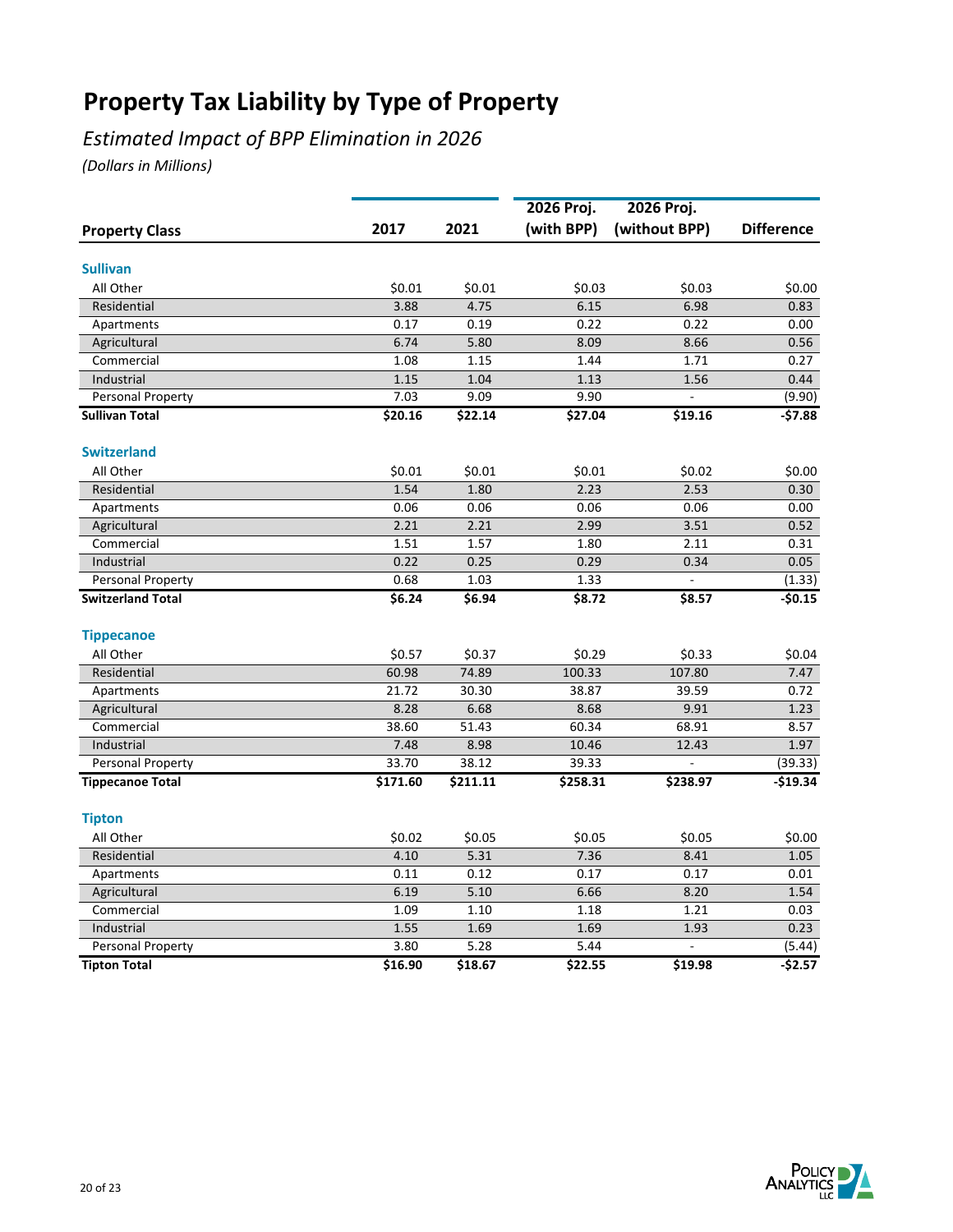# Property Tax Liability by Type of Property

*Estimated Impact of BPP Elimination in 2026*

*(Dollars in Millions)*

| Property Class | 2017 | 2021 | 2026 Proj. (with BPP) | 2026 Proj. (without BPP) | Difference |
|---|---|---|---|---|---|
| **Sullivan** | | | | | |
| All Other | $0.01 | $0.01 | $0.03 | $0.03 | $0.00 |
| Residential | 3.88 | 4.75 | 6.15 | 6.98 | 0.83 |
| Apartments | 0.17 | 0.19 | 0.22 | 0.22 | 0.00 |
| Agricultural | 6.74 | 5.80 | 8.09 | 8.66 | 0.56 |
| Commercial | 1.08 | 1.15 | 1.44 | 1.71 | 0.27 |
| Industrial | 1.15 | 1.04 | 1.13 | 1.56 | 0.44 |
| Personal Property | 7.03 | 9.09 | 9.90 | - | (9.90) |
| **Sullivan Total** | **$20.16** | **$22.14** | **$27.04** | **$19.16** | **-$7.88** |
| **Switzerland** | | | | | |
| All Other | $0.01 | $0.01 | $0.01 | $0.02 | $0.00 |
| Residential | 1.54 | 1.80 | 2.23 | 2.53 | 0.30 |
| Apartments | 0.06 | 0.06 | 0.06 | 0.06 | 0.00 |
| Agricultural | 2.21 | 2.21 | 2.99 | 3.51 | 0.52 |
| Commercial | 1.51 | 1.57 | 1.80 | 2.11 | 0.31 |
| Industrial | 0.22 | 0.25 | 0.29 | 0.34 | 0.05 |
| Personal Property | 0.68 | 1.03 | 1.33 | - | (1.33) |
| **Switzerland Total** | **$6.24** | **$6.94** | **$8.72** | **$8.57** | **-$0.15** |
| **Tippecanoe** | | | | | |
| All Other | $0.57 | $0.37 | $0.29 | $0.33 | $0.04 |
| Residential | 60.98 | 74.89 | 100.33 | 107.80 | 7.47 |
| Apartments | 21.72 | 30.30 | 38.87 | 39.59 | 0.72 |
| Agricultural | 8.28 | 6.68 | 8.68 | 9.91 | 1.23 |
| Commercial | 38.60 | 51.43 | 60.34 | 68.91 | 8.57 |
| Industrial | 7.48 | 8.98 | 10.46 | 12.43 | 1.97 |
| Personal Property | 33.70 | 38.12 | 39.33 | - | (39.33) |
| **Tippecanoe Total** | **$171.60** | **$211.11** | **$258.31** | **$238.97** | **-$19.34** |
| **Tipton** | | | | | |
| All Other | $0.02 | $0.05 | $0.05 | $0.05 | $0.00 |
| Residential | 4.10 | 5.31 | 7.36 | 8.41 | 1.05 |
| Apartments | 0.11 | 0.12 | 0.17 | 0.17 | 0.01 |
| Agricultural | 6.19 | 5.10 | 6.66 | 8.20 | 1.54 |
| Commercial | 1.09 | 1.10 | 1.18 | 1.21 | 0.03 |
| Industrial | 1.55 | 1.69 | 1.69 | 1.93 | 0.23 |
| Personal Property | 3.80 | 5.28 | 5.44 | - | (5.44) |
| **Tipton Total** | **$16.90** | **$18.67** | **$22.55** | **$19.98** | **-$2.57** |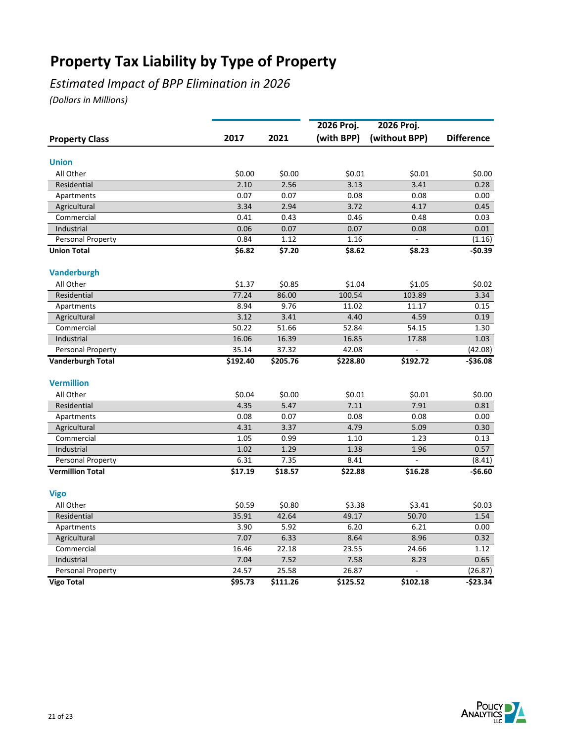# Property Tax Liability by Type of Property

*Estimated Impact of BPP Elimination in 2026*

*(Dollars in Millions)*

| Property Class | 2017 | 2021 | 2026 Proj. (with BPP) | 2026 Proj. (without BPP) | Difference |
|---|---|---|---|---|---|
| **Union** | | | | | |
| All Other | $0.00 | $0.00 | $0.01 | $0.01 | $0.00 |
| Residential | 2.10 | 2.56 | 3.13 | 3.41 | 0.28 |
| Apartments | 0.07 | 0.07 | 0.08 | 0.08 | 0.00 |
| Agricultural | 3.34 | 2.94 | 3.72 | 4.17 | 0.45 |
| Commercial | 0.41 | 0.43 | 0.46 | 0.48 | 0.03 |
| Industrial | 0.06 | 0.07 | 0.07 | 0.08 | 0.01 |
| Personal Property | 0.84 | 1.12 | 1.16 | - | (1.16) |
| **Union Total** | **$6.82** | **$7.20** | **$8.62** | **$8.23** | **-$0.39** |
| **Vanderburgh** | | | | | |
| All Other | $1.37 | $0.85 | $1.04 | $1.05 | $0.02 |
| Residential | 77.24 | 86.00 | 100.54 | 103.89 | 3.34 |
| Apartments | 8.94 | 9.76 | 11.02 | 11.17 | 0.15 |
| Agricultural | 3.12 | 3.41 | 4.40 | 4.59 | 0.19 |
| Commercial | 50.22 | 51.66 | 52.84 | 54.15 | 1.30 |
| Industrial | 16.06 | 16.39 | 16.85 | 17.88 | 1.03 |
| Personal Property | 35.14 | 37.32 | 42.08 | - | (42.08) |
| **Vanderburgh Total** | **$192.40** | **$205.76** | **$228.80** | **$192.72** | **-$36.08** |
| **Vermillion** | | | | | |
| All Other | $0.04 | $0.00 | $0.01 | $0.01 | $0.00 |
| Residential | 4.35 | 5.47 | 7.11 | 7.91 | 0.81 |
| Apartments | 0.08 | 0.07 | 0.08 | 0.08 | 0.00 |
| Agricultural | 4.31 | 3.37 | 4.79 | 5.09 | 0.30 |
| Commercial | 1.05 | 0.99 | 1.10 | 1.23 | 0.13 |
| Industrial | 1.02 | 1.29 | 1.38 | 1.96 | 0.57 |
| Personal Property | 6.31 | 7.35 | 8.41 | - | (8.41) |
| **Vermillion Total** | **$17.19** | **$18.57** | **$22.88** | **$16.28** | **-$6.60** |
| **Vigo** | | | | | |
| All Other | $0.59 | $0.80 | $3.38 | $3.41 | $0.03 |
| Residential | 35.91 | 42.64 | 49.17 | 50.70 | 1.54 |
| Apartments | 3.90 | 5.92 | 6.20 | 6.21 | 0.00 |
| Agricultural | 7.07 | 6.33 | 8.64 | 8.96 | 0.32 |
| Commercial | 16.46 | 22.18 | 23.55 | 24.66 | 1.12 |
| Industrial | 7.04 | 7.52 | 7.58 | 8.23 | 0.65 |
| Personal Property | 24.57 | 25.58 | 26.87 | - | (26.87) |
| **Vigo Total** | **$95.73** | **$111.26** | **$125.52** | **$102.18** | **-$23.34** |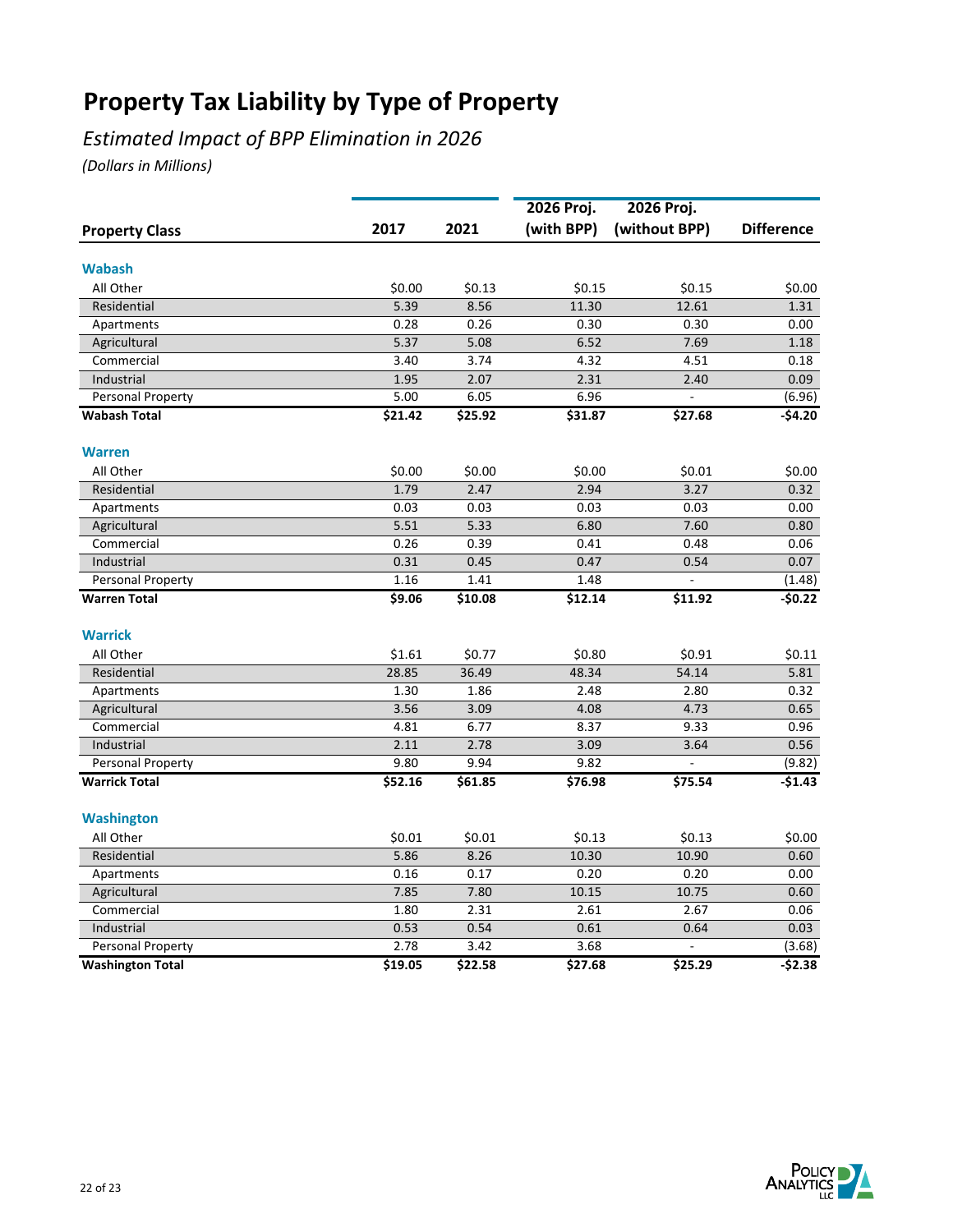# Property Tax Liability by Type of Property

*Estimated Impact of BPP Elimination in 2026*

*(Dollars in Millions)*

| Property Class | 2017 | 2021 | 2026 Proj. (with BPP) | 2026 Proj. (without BPP) | Difference |
|---|---|---|---|---|---|
| **Wabash** | | | | | |
| All Other | $0.00 | $0.13 | $0.15 | $0.15 | $0.00 |
| Residential | 5.39 | 8.56 | 11.30 | 12.61 | 1.31 |
| Apartments | 0.28 | 0.26 | 0.30 | 0.30 | 0.00 |
| Agricultural | 5.37 | 5.08 | 6.52 | 7.69 | 1.18 |
| Commercial | 3.40 | 3.74 | 4.32 | 4.51 | 0.18 |
| Industrial | 1.95 | 2.07 | 2.31 | 2.40 | 0.09 |
| Personal Property | 5.00 | 6.05 | 6.96 | - | (6.96) |
| **Wabash Total** | **$21.42** | **$25.92** | **$31.87** | **$27.68** | **-$4.20** |
| **Warren** | | | | | |
| All Other | $0.00 | $0.00 | $0.00 | $0.01 | $0.00 |
| Residential | 1.79 | 2.47 | 2.94 | 3.27 | 0.32 |
| Apartments | 0.03 | 0.03 | 0.03 | 0.03 | 0.00 |
| Agricultural | 5.51 | 5.33 | 6.80 | 7.60 | 0.80 |
| Commercial | 0.26 | 0.39 | 0.41 | 0.48 | 0.06 |
| Industrial | 0.31 | 0.45 | 0.47 | 0.54 | 0.07 |
| Personal Property | 1.16 | 1.41 | 1.48 | - | (1.48) |
| **Warren Total** | **$9.06** | **$10.08** | **$12.14** | **$11.92** | **-$0.22** |
| **Warrick** | | | | | |
| All Other | $1.61 | $0.77 | $0.80 | $0.91 | $0.11 |
| Residential | 28.85 | 36.49 | 48.34 | 54.14 | 5.81 |
| Apartments | 1.30 | 1.86 | 2.48 | 2.80 | 0.32 |
| Agricultural | 3.56 | 3.09 | 4.08 | 4.73 | 0.65 |
| Commercial | 4.81 | 6.77 | 8.37 | 9.33 | 0.96 |
| Industrial | 2.11 | 2.78 | 3.09 | 3.64 | 0.56 |
| Personal Property | 9.80 | 9.94 | 9.82 | - | (9.82) |
| **Warrick Total** | **$52.16** | **$61.85** | **$76.98** | **$75.54** | **-$1.43** |
| **Washington** | | | | | |
| All Other | $0.01 | $0.01 | $0.13 | $0.13 | $0.00 |
| Residential | 5.86 | 8.26 | 10.30 | 10.90 | 0.60 |
| Apartments | 0.16 | 0.17 | 0.20 | 0.20 | 0.00 |
| Agricultural | 7.85 | 7.80 | 10.15 | 10.75 | 0.60 |
| Commercial | 1.80 | 2.31 | 2.61 | 2.67 | 0.06 |
| Industrial | 0.53 | 0.54 | 0.61 | 0.64 | 0.03 |
| Personal Property | 2.78 | 3.42 | 3.68 | - | (3.68) |
| **Washington Total** | **$19.05** | **$22.58** | **$27.68** | **$25.29** | **-$2.38** |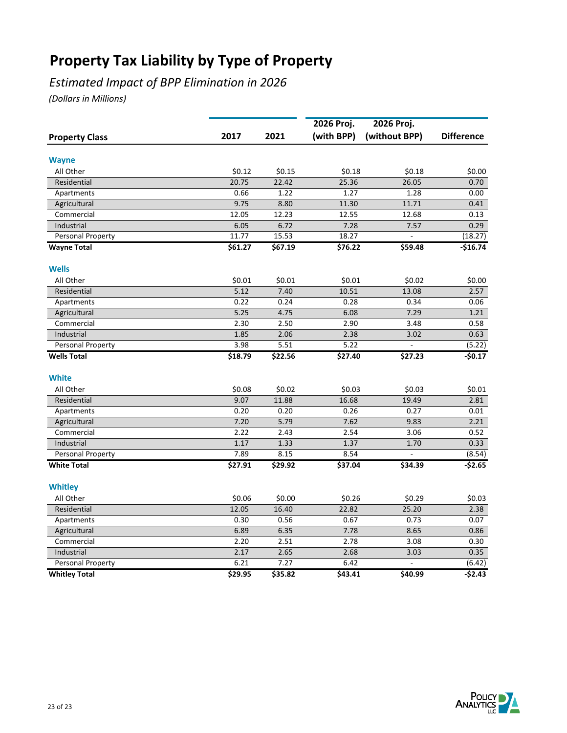# Property Tax Liability by Type of Property

## *Estimated Impact of BPP Elimination in 2026*

*(Dollars in Millions)*

| Property Class | 2017 | 2021 | 2026 Proj. (with BPP) | 2026 Proj. (without BPP) | Difference |
|---|---|---|---|---|---|
| **Wayne** | | | | | |
| All Other | $0.12 | $0.15 | $0.18 | $0.18 | $0.00 |
| Residential | 20.75 | 22.42 | 25.36 | 26.05 | 0.70 |
| Apartments | 0.66 | 1.22 | 1.27 | 1.28 | 0.00 |
| Agricultural | 9.75 | 8.80 | 11.30 | 11.71 | 0.41 |
| Commercial | 12.05 | 12.23 | 12.55 | 12.68 | 0.13 |
| Industrial | 6.05 | 6.72 | 7.28 | 7.57 | 0.29 |
| Personal Property | 11.77 | 15.53 | 18.27 | - | (18.27) |
| **Wayne Total** | **$61.27** | **$67.19** | **$76.22** | **$59.48** | **-$16.74** |
| **Wells** | | | | | |
| All Other | $0.01 | $0.01 | $0.01 | $0.02 | $0.00 |
| Residential | 5.12 | 7.40 | 10.51 | 13.08 | 2.57 |
| Apartments | 0.22 | 0.24 | 0.28 | 0.34 | 0.06 |
| Agricultural | 5.25 | 4.75 | 6.08 | 7.29 | 1.21 |
| Commercial | 2.30 | 2.50 | 2.90 | 3.48 | 0.58 |
| Industrial | 1.85 | 2.06 | 2.38 | 3.02 | 0.63 |
| Personal Property | 3.98 | 5.51 | 5.22 | - | (5.22) |
| **Wells Total** | **$18.79** | **$22.56** | **$27.40** | **$27.23** | **-$0.17** |
| **White** | | | | | |
| All Other | $0.08 | $0.02 | $0.03 | $0.03 | $0.01 |
| Residential | 9.07 | 11.88 | 16.68 | 19.49 | 2.81 |
| Apartments | 0.20 | 0.20 | 0.26 | 0.27 | 0.01 |
| Agricultural | 7.20 | 5.79 | 7.62 | 9.83 | 2.21 |
| Commercial | 2.22 | 2.43 | 2.54 | 3.06 | 0.52 |
| Industrial | 1.17 | 1.33 | 1.37 | 1.70 | 0.33 |
| Personal Property | 7.89 | 8.15 | 8.54 | - | (8.54) |
| **White Total** | **$27.91** | **$29.92** | **$37.04** | **$34.39** | **-$2.65** |
| **Whitley** | | | | | |
| All Other | $0.06 | $0.00 | $0.26 | $0.29 | $0.03 |
| Residential | 12.05 | 16.40 | 22.82 | 25.20 | 2.38 |
| Apartments | 0.30 | 0.56 | 0.67 | 0.73 | 0.07 |
| Agricultural | 6.89 | 6.35 | 7.78 | 8.65 | 0.86 |
| Commercial | 2.20 | 2.51 | 2.78 | 3.08 | 0.30 |
| Industrial | 2.17 | 2.65 | 2.68 | 3.03 | 0.35 |
| Personal Property | 6.21 | 7.27 | 6.42 | - | (6.42) |
| **Whitley Total** | **$29.95** | **$35.82** | **$43.41** | **$40.99** | **-$2.43** |